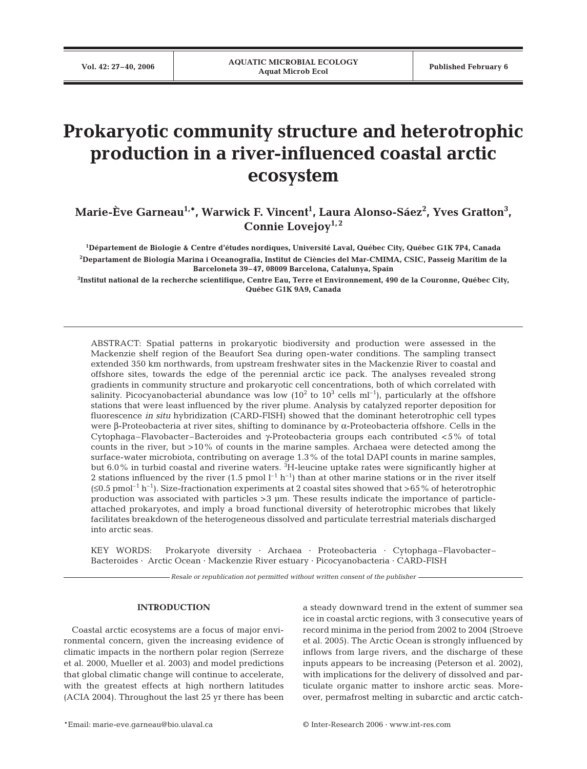# Prokaryotic community structure and heterotrophic production in a river-influenced coastal arctic ecosystem

**Marie-Ève Garneau[1,*], Warwick F. Vincent[1], Laura Alonso-Sáez[2], Yves Gratton[3], Connie Lovejoy[1,2]**

[1]Département de Biologie & Centre d'études nordiques, Université Laval, Québec City, Québec G1K 7P4, Canada

[2]Departament de Biología Marina i Oceanografia, Institut de Ciències del Mar-CMIMA, CSIC, Passeig Marítim de la Barceloneta 39–47, 08009 Barcelona, Catalunya, Spain

[3]Institut national de la recherche scientifique, Centre Eau, Terre et Environnement, 490 de la Couronne, Québec City, Québec G1K 9A9, Canada

ABSTRACT: Spatial patterns in prokaryotic biodiversity and production were assessed in the Mackenzie shelf region of the Beaufort Sea during open-water conditions. The sampling transect extended 350 km northwards, from upstream freshwater sites in the Mackenzie River to coastal and offshore sites, towards the edge of the perennial arctic ice pack. The analyses revealed strong gradients in community structure and prokaryotic cell concentrations, both of which correlated with salinity. Picocyanobacterial abundance was low ($10^2$ to $10^3$ cells $ml^{-1}$), particularly at the offshore stations that were least influenced by the river plume. Analysis by catalyzed reporter deposition for fluorescence *in situ* hybridization (CARD-FISH) showed that the dominant heterotrophic cell types were β-Proteobacteria at river sites, shifting to dominance by α-Proteobacteria offshore. Cells in the Cytophaga–Flavobacter–Bacteroides and γ-Proteobacteria groups each contributed <5% of total counts in the river, but >10% of counts in the marine samples. Archaea were detected among the surface-water microbiota, contributing on average 1.3% of the total DAPI counts in marine samples, but 6.0% in turbid coastal and riverine waters. $^3H$-leucine uptake rates were significantly higher at 2 stations influenced by the river (1.5 pmol $l^{-1}$ $h^{-1}$) than at other marine stations or in the river itself (≤0.5 pmol$^{-1}$ $h^{-1}$). Size-fractionation experiments at 2 coastal sites showed that >65% of heterotrophic production was associated with particles >3 µm. These results indicate the importance of particle-attached prokaryotes, and imply a broad functional diversity of heterotrophic microbes that likely facilitates breakdown of the heterogeneous dissolved and particulate terrestrial materials discharged into arctic seas.

KEY WORDS: Prokaryote diversity · Archaea · Proteobacteria · Cytophaga–Flavobacter–Bacteroides · Arctic Ocean · Mackenzie River estuary · Picocyanobacteria · CARD-FISH

*Resale or republication not permitted without written consent of the publisher*

## INTRODUCTION

Coastal arctic ecosystems are a focus of major environmental concern, given the increasing evidence of climatic impacts in the northern polar region (Serreze et al. 2000, Mueller et al. 2003) and model predictions that global climatic change will continue to accelerate, with the greatest effects at high northern latitudes (ACIA 2004). Throughout the last 25 yr there has been a steady downward trend in the extent of summer sea ice in coastal arctic regions, with 3 consecutive years of record minima in the period from 2002 to 2004 (Stroeve et al. 2005). The Arctic Ocean is strongly influenced by inflows from large rivers, and the discharge of these inputs appears to be increasing (Peterson et al. 2002), with implications for the delivery of dissolved and particulate organic matter to inshore arctic seas. Moreover, permafrost melting in subarctic and arctic catch-

*Email: marie-eve.garneau@bio.ulaval.ca

© Inter-Research 2006 · www.int-res.com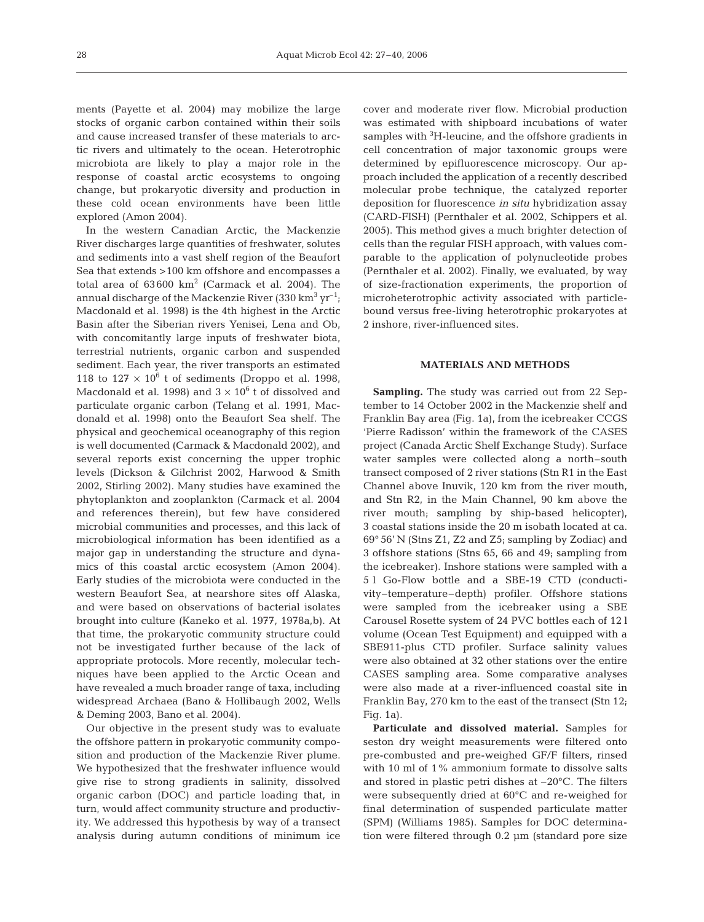ments (Payette et al. 2004) may mobilize the large stocks of organic carbon contained within their soils and cause increased transfer of these materials to arctic rivers and ultimately to the ocean. Heterotrophic microbiota are likely to play a major role in the response of coastal arctic ecosystems to ongoing change, but prokaryotic diversity and production in these cold ocean environments have been little explored (Amon 2004).

In the western Canadian Arctic, the Mackenzie River discharges large quantities of freshwater, solutes and sediments into a vast shelf region of the Beaufort Sea that extends >100 km offshore and encompasses a total area of 63 600 $km^2$ (Carmack et al. 2004). The annual discharge of the Mackenzie River (330 $km^3$ $yr^{-1}$; Macdonald et al. 1998) is the 4th highest in the Arctic Basin after the Siberian rivers Yenisei, Lena and Ob, with concomitantly large inputs of freshwater biota, terrestrial nutrients, organic carbon and suspended sediment. Each year, the river transports an estimated 118 to 127 × $10^6$ t of sediments (Droppo et al. 1998, Macdonald et al. 1998) and 3 × $10^6$ t of dissolved and particulate organic carbon (Telang et al. 1991, Macdonald et al. 1998) onto the Beaufort Sea shelf. The physical and geochemical oceanography of this region is well documented (Carmack & Macdonald 2002), and several reports exist concerning the upper trophic levels (Dickson & Gilchrist 2002, Harwood & Smith 2002, Stirling 2002). Many studies have examined the phytoplankton and zooplankton (Carmack et al. 2004 and references therein), but few have considered microbial communities and processes, and this lack of microbiological information has been identified as a major gap in understanding the structure and dynamics of this coastal arctic ecosystem (Amon 2004). Early studies of the microbiota were conducted in the western Beaufort Sea, at nearshore sites off Alaska, and were based on observations of bacterial isolates brought into culture (Kaneko et al. 1977, 1978a,b). At that time, the prokaryotic community structure could not be investigated further because of the lack of appropriate protocols. More recently, molecular techniques have been applied to the Arctic Ocean and have revealed a much broader range of taxa, including widespread Archaea (Bano & Hollibaugh 2002, Wells & Deming 2003, Bano et al. 2004).

Our objective in the present study was to evaluate the offshore pattern in prokaryotic community composition and production of the Mackenzie River plume. We hypothesized that the freshwater influence would give rise to strong gradients in salinity, dissolved organic carbon (DOC) and particle loading that, in turn, would affect community structure and productivity. We addressed this hypothesis by way of a transect analysis during autumn conditions of minimum ice cover and moderate river flow. Microbial production was estimated with shipboard incubations of water samples with $^3$H-leucine, and the offshore gradients in cell concentration of major taxonomic groups were determined by epifluorescence microscopy. Our approach included the application of a recently described molecular probe technique, the catalyzed reporter deposition for fluorescence *in situ* hybridization assay (CARD-FISH) (Pernthaler et al. 2002, Schippers et al. 2005). This method gives a much brighter detection of cells than the regular FISH approach, with values comparable to the application of polynucleotide probes (Pernthaler et al. 2002). Finally, we evaluated, by way of size-fractionation experiments, the proportion of microheterotrophic activity associated with particle-bound versus free-living heterotrophic prokaryotes at 2 inshore, river-influenced sites.

## MATERIALS AND METHODS

**Sampling.** The study was carried out from 22 September to 14 October 2002 in the Mackenzie shelf and Franklin Bay area (Fig. 1a), from the icebreaker CCGS 'Pierre Radisson' within the framework of the CASES project (Canada Arctic Shelf Exchange Study). Surface water samples were collected along a north–south transect composed of 2 river stations (Stn R1 in the East Channel above Inuvik, 120 km from the river mouth, and Stn R2, in the Main Channel, 90 km above the river mouth; sampling by ship-based helicopter), 3 coastal stations inside the 20 m isobath located at ca. 69° 56′ N (Stns Z1, Z2 and Z5; sampling by Zodiac) and 3 offshore stations (Stns 65, 66 and 49; sampling from the icebreaker). Inshore stations were sampled with a 5 l Go-Flow bottle and a SBE-19 CTD (conductivity–temperature–depth) profiler. Offshore stations were sampled from the icebreaker using a SBE Carousel Rosette system of 24 PVC bottles each of 12 l volume (Ocean Test Equipment) and equipped with a SBE911-plus CTD profiler. Surface salinity values were also obtained at 32 other stations over the entire CASES sampling area. Some comparative analyses were also made at a river-influenced coastal site in Franklin Bay, 270 km to the east of the transect (Stn 12; Fig. 1a).

**Particulate and dissolved material.** Samples for seston dry weight measurements were filtered onto pre-combusted and pre-weighed GF/F filters, rinsed with 10 ml of 1% ammonium formate to dissolve salts and stored in plastic petri dishes at –20°C. The filters were subsequently dried at 60°C and re-weighed for final determination of suspended particulate matter (SPM) (Williams 1985). Samples for DOC determination were filtered through 0.2 µm (standard pore size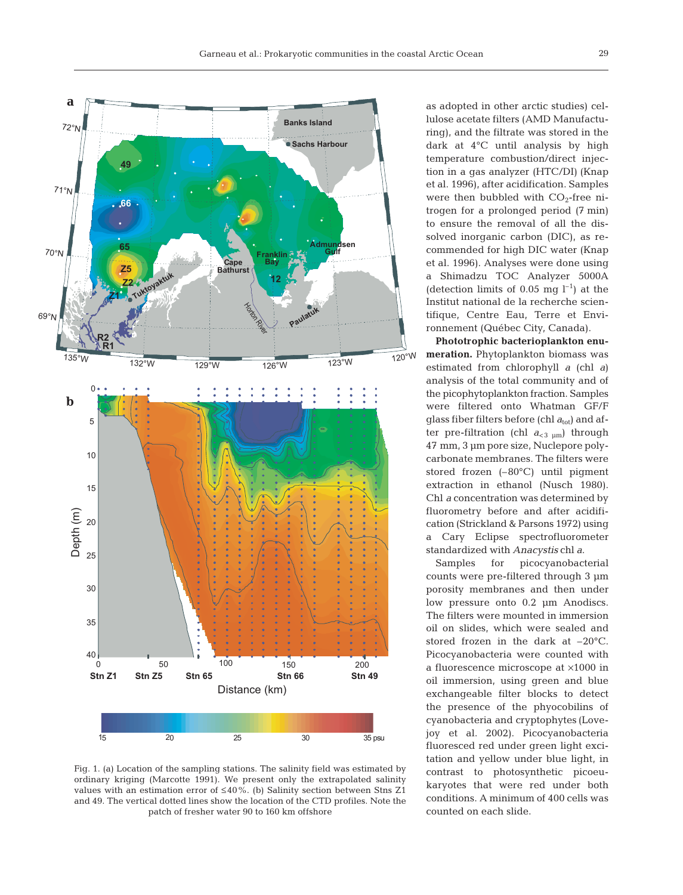Fig. 1. (a) Location of the sampling stations. The salinity field was estimated by ordinary kriging (Marcotte 1991). We present only the extrapolated salinity values with an estimation error of ≤40%. (b) Salinity section between Stns Z1 and 49. The vertical dotted lines show the location of the CTD profiles. Note the patch of fresher water 90 to 160 km offshore

as adopted in other arctic studies) cellulose acetate filters (AMD Manufacturing), and the filtrate was stored in the dark at 4°C until analysis by high temperature combustion/direct injection in a gas analyzer (HTC/DI) (Knap et al. 1996), after acidification. Samples were then bubbled with $CO_2$-free nitrogen for a prolonged period (7 min) to ensure the removal of all the dissolved inorganic carbon (DIC), as recommended for high DIC water (Knap et al. 1996). Analyses were done using a Shimadzu TOC Analyzer 5000A (detection limits of 0.05 mg $l^{-1}$) at the Institut national de la recherche scientifique, Centre Eau, Terre et Environnement (Québec City, Canada).

**Phototrophic bacterioplankton enumeration.** Phytoplankton biomass was estimated from chlorophyll *a* (chl *a*) analysis of the total community and of the picophytoplankton fraction. Samples were filtered onto Whatman GF/F glass fiber filters before (chl $a_{tot}$) and after pre-filtration (chl $a_{<3\ \mu m}$) through 47 mm, 3 µm pore size, Nuclepore polycarbonate membranes. The filters were stored frozen (–80°C) until pigment extraction in ethanol (Nusch 1980). Chl *a* concentration was determined by fluorometry before and after acidification (Strickland & Parsons 1972) using a Cary Eclipse spectrofluorometer standardized with *Anacystis* chl *a*.

Samples for picocyanobacterial counts were pre-filtered through 3 µm porosity membranes and then under low pressure onto 0.2 µm Anodiscs. The filters were mounted in immersion oil on slides, which were sealed and stored frozen in the dark at –20°C. Picocyanobacteria were counted with a fluorescence microscope at ×1000 in oil immersion, using green and blue exchangeable filter blocks to detect the presence of phycobilins of cyanobacteria and cryptophytes (Lovejoy et al. 2002). Picocyanobacteria fluoresced red under green light excitation and yellow under blue light, in contrast to photosynthetic picoeukaryotes that were red under both conditions. A minimum of 400 cells was counted on each slide.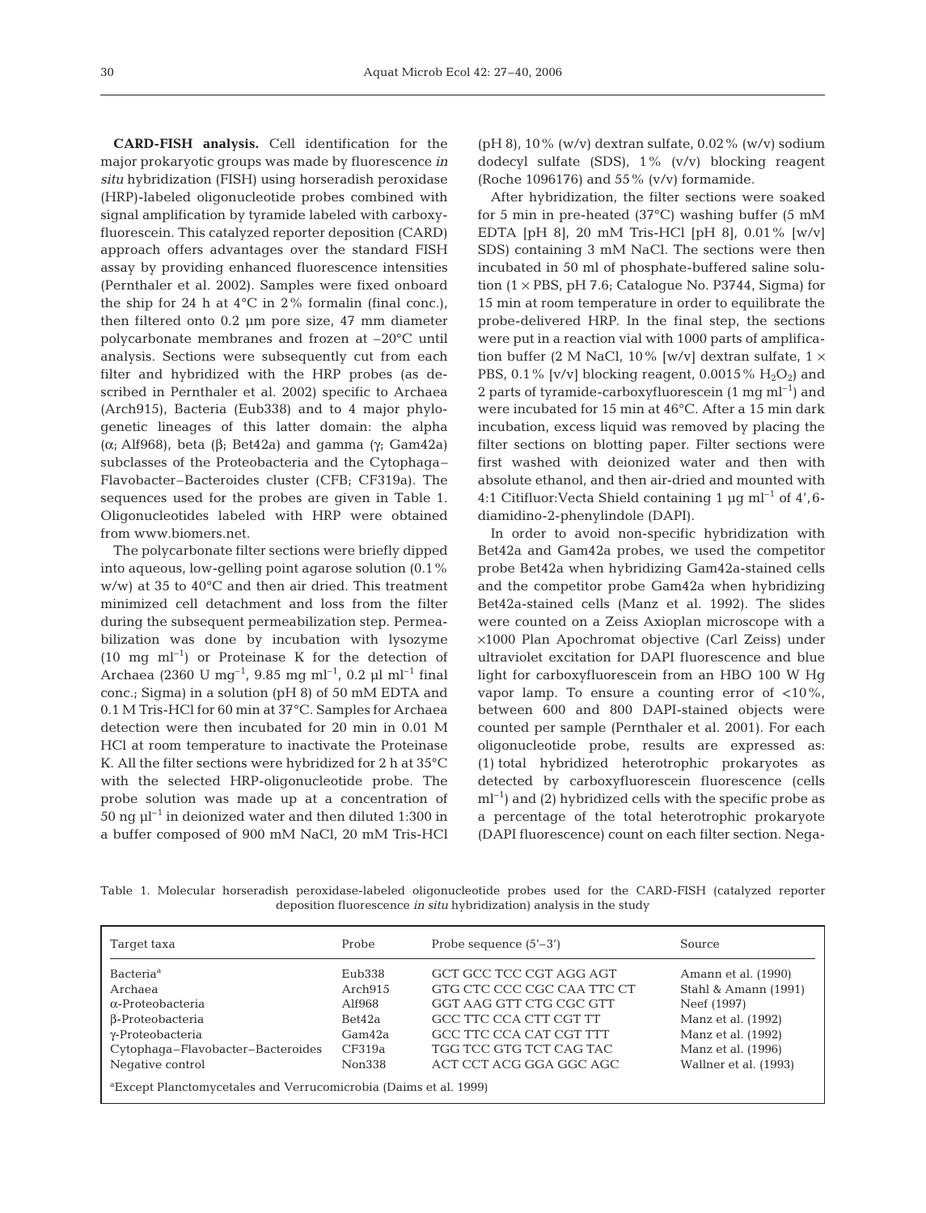**CARD-FISH analysis.** Cell identification for the major prokaryotic groups was made by fluorescence *in situ* hybridization (FISH) using horseradish peroxidase (HRP)-labeled oligonucleotide probes combined with signal amplification by tyramide labeled with carboxyfluorescein. This catalyzed reporter deposition (CARD) approach offers advantages over the standard FISH assay by providing enhanced fluorescence intensities (Pernthaler et al. 2002). Samples were fixed onboard the ship for 24 h at 4°C in 2% formalin (final conc.), then filtered onto 0.2 µm pore size, 47 mm diameter polycarbonate membranes and frozen at –20°C until analysis. Sections were subsequently cut from each filter and hybridized with the HRP probes (as described in Pernthaler et al. 2002) specific to Archaea (Arch915), Bacteria (Eub338) and to 4 major phylogenetic lineages of this latter domain: the alpha (α; Alf968), beta (β; Bet42a) and gamma (γ; Gam42a) subclasses of the Proteobacteria and the Cytophaga–Flavobacter–Bacteroides cluster (CFB; CF319a). The sequences used for the probes are given in Table 1. Oligonucleotides labeled with HRP were obtained from www.biomers.net.

The polycarbonate filter sections were briefly dipped into aqueous, low-gelling point agarose solution (0.1% w/w) at 35 to 40°C and then air dried. This treatment minimized cell detachment and loss from the filter during the subsequent permeabilization step. Permeabilization was done by incubation with lysozyme (10 mg $ml^{-1}$) or Proteinase K for the detection of Archaea (2360 U $mg^{-1}$, 9.85 mg $ml^{-1}$, 0.2 µl $ml^{-1}$ final conc.; Sigma) in a solution (pH 8) of 50 mM EDTA and 0.1 M Tris-HCl for 60 min at 37°C. Samples for Archaea detection were then incubated for 20 min in 0.01 M HCl at room temperature to inactivate the Proteinase K. All the filter sections were hybridized for 2 h at 35°C with the selected HRP-oligonucleotide probe. The probe solution was made up at a concentration of 50 ng $µl^{-1}$ in deionized water and then diluted 1:300 in a buffer composed of 900 mM NaCl, 20 mM Tris-HCl (pH 8), 10% (w/v) dextran sulfate, 0.02% (w/v) sodium dodecyl sulfate (SDS), 1% (v/v) blocking reagent (Roche 1096176) and 55% (v/v) formamide.

After hybridization, the filter sections were soaked for 5 min in pre-heated (37°C) washing buffer (5 mM EDTA [pH 8], 20 mM Tris-HCl [pH 8], 0.01% [w/v] SDS) containing 3 mM NaCl. The sections were then incubated in 50 ml of phosphate-buffered saline solution (1 × PBS, pH 7.6; Catalogue No. P3744, Sigma) for 15 min at room temperature in order to equilibrate the probe-delivered HRP. In the final step, the sections were put in a reaction vial with 1000 parts of amplification buffer (2 M NaCl, 10% [w/v] dextran sulfate, 1 × PBS, 0.1% [v/v] blocking reagent, 0.0015% $H_2O_2$) and 2 parts of tyramide-carboxyfluorescein (1 mg $ml^{-1}$) and were incubated for 15 min at 46°C. After a 15 min dark incubation, excess liquid was removed by placing the filter sections on blotting paper. Filter sections were first washed with deionized water and then with absolute ethanol, and then air-dried and mounted with 4:1 Citifluor:Vecta Shield containing 1 µg $ml^{-1}$ of 4′,6-diamidino-2-phenylindole (DAPI).

In order to avoid non-specific hybridization with Bet42a and Gam42a probes, we used the competitor probe Bet42a when hybridizing Gam42a-stained cells and the competitor probe Gam42a when hybridizing Bet42a-stained cells (Manz et al. 1992). The slides were counted on a Zeiss Axioplan microscope with a ×1000 Plan Apochromat objective (Carl Zeiss) under ultraviolet excitation for DAPI fluorescence and blue light for carboxyfluorescein from an HBO 100 W Hg vapor lamp. To ensure a counting error of <10%, between 600 and 800 DAPI-stained objects were counted per sample (Pernthaler et al. 2001). For each oligonucleotide probe, results are expressed as: (1) total hybridized heterotrophic prokaryotes as detected by carboxyfluorescein fluorescence (cells $ml^{-1}$) and (2) hybridized cells with the specific probe as a percentage of the total heterotrophic prokaryote (DAPI fluorescence) count on each filter section. Nega-

Table 1. Molecular horseradish peroxidase-labeled oligonucleotide probes used for the CARD-FISH (catalyzed reporter deposition fluorescence *in situ* hybridization) analysis in the study

| Target taxa | Probe | Probe sequence (5′–3′) | Source |
|---|---|---|---|
| Bacteria[a] | Eub338 | GCT GCC TCC CGT AGG AGT | Amann et al. (1990) |
| Archaea | Arch915 | GTG CTC CCC CGC CAA TTC CT | Stahl & Amann (1991) |
| α-Proteobacteria | Alf968 | GGT AAG GTT CTG CGC GTT | Neef (1997) |
| β-Proteobacteria | Bet42a | GCC TTC CCA CTT CGT TT | Manz et al. (1992) |
| γ-Proteobacteria | Gam42a | GCC TTC CCA CAT CGT TTT | Manz et al. (1992) |
| Cytophaga–Flavobacter–Bacteroides | CF319a | TGG TCC GTG TCT CAG TAC | Manz et al. (1996) |
| Negative control | Non338 | ACT CCT ACG GGA GGC AGC | Wallner et al. (1993) |

[a]Except Planctomycetales and Verrucomicrobia (Daims et al. 1999)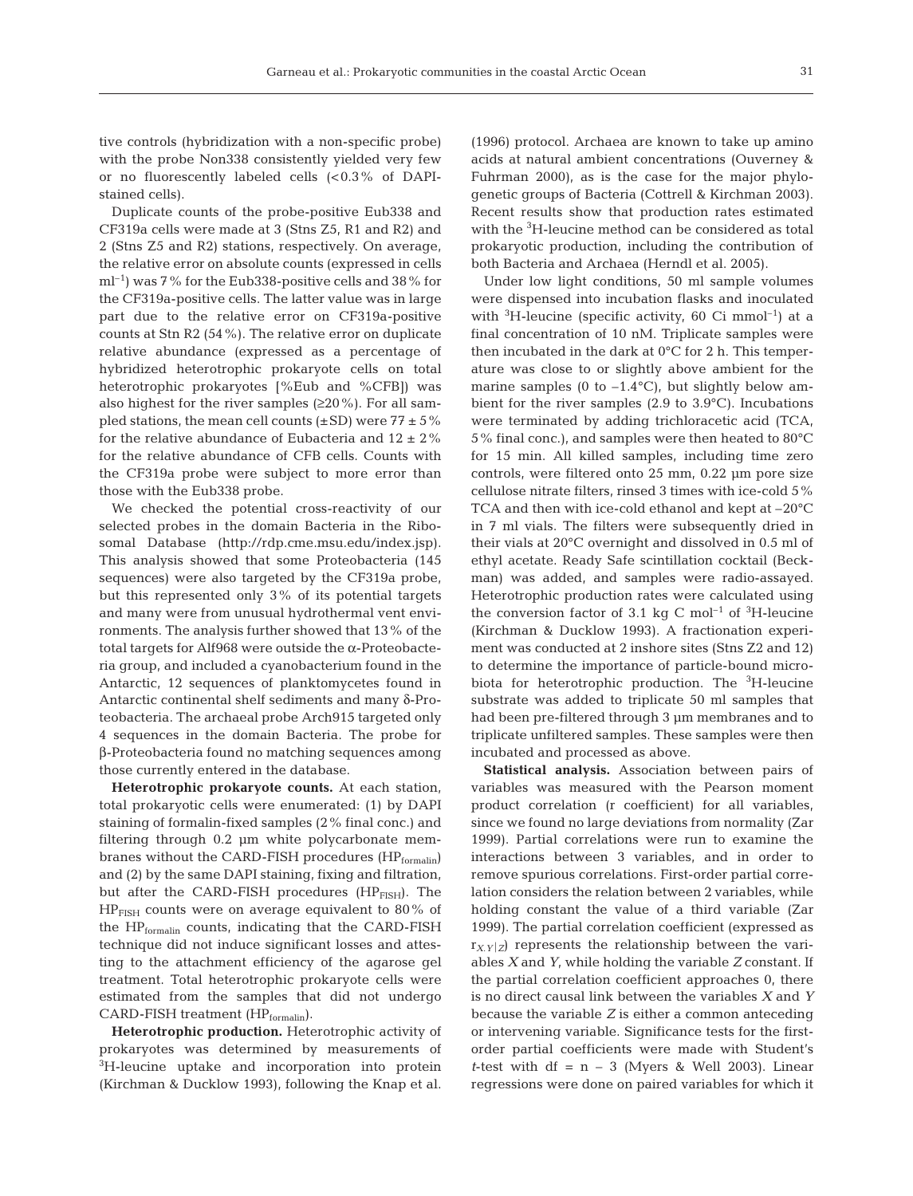tive controls (hybridization with a non-specific probe) with the probe Non338 consistently yielded very few or no fluorescently labeled cells (<0.3% of DAPI-stained cells).

Duplicate counts of the probe-positive Eub338 and CF319a cells were made at 3 (Stns Z5, R1 and R2) and 2 (Stns Z5 and R2) stations, respectively. On average, the relative error on absolute counts (expressed in cells $ml^{-1}$) was 7% for the Eub338-positive cells and 38% for the CF319a-positive cells. The latter value was in large part due to the relative error on CF319a-positive counts at Stn R2 (54%). The relative error on duplicate relative abundance (expressed as a percentage of hybridized heterotrophic prokaryote cells on total heterotrophic prokaryotes [%Eub and %CFB]) was also highest for the river samples (≥20%). For all sampled stations, the mean cell counts (±SD) were 77 ± 5% for the relative abundance of Eubacteria and 12 ± 2% for the relative abundance of CFB cells. Counts with the CF319a probe were subject to more error than those with the Eub338 probe.

We checked the potential cross-reactivity of our selected probes in the domain Bacteria in the Ribosomal Database (http://rdp.cme.msu.edu/index.jsp). This analysis showed that some Proteobacteria (145 sequences) were also targeted by the CF319a probe, but this represented only 3% of its potential targets and many were from unusual hydrothermal vent environments. The analysis further showed that 13% of the total targets for Alf968 were outside the α-Proteobacteria group, and included a cyanobacterium found in the Antarctic, 12 sequences of planktomycetes found in Antarctic continental shelf sediments and many δ-Proteobacteria. The archaeal probe Arch915 targeted only 4 sequences in the domain Bacteria. The probe for β-Proteobacteria found no matching sequences among those currently entered in the database.

**Heterotrophic prokaryote counts.** At each station, total prokaryotic cells were enumerated: (1) by DAPI staining of formalin-fixed samples (2% final conc.) and filtering through 0.2 µm white polycarbonate membranes without the CARD-FISH procedures ($HP_{formalin}$) and (2) by the same DAPI staining, fixing and filtration, but after the CARD-FISH procedures ($HP_{FISH}$). The $HP_{FISH}$ counts were on average equivalent to 80% of the $HP_{formalin}$ counts, indicating that the CARD-FISH technique did not induce significant losses and attesting to the attachment efficiency of the agarose gel treatment. Total heterotrophic prokaryote cells were estimated from the samples that did not undergo CARD-FISH treatment ($HP_{formalin}$).

**Heterotrophic production.** Heterotrophic activity of prokaryotes was determined by measurements of $^{3}$H-leucine uptake and incorporation into protein (Kirchman & Ducklow 1993), following the Knap et al. (1996) protocol. Archaea are known to take up amino acids at natural ambient concentrations (Ouverney & Fuhrman 2000), as is the case for the major phylogenetic groups of Bacteria (Cottrell & Kirchman 2003). Recent results show that production rates estimated with the $^{3}$H-leucine method can be considered as total prokaryotic production, including the contribution of both Bacteria and Archaea (Herndl et al. 2005).

Under low light conditions, 50 ml sample volumes were dispensed into incubation flasks and inoculated with $^{3}$H-leucine (specific activity, 60 Ci $mmol^{-1}$) at a final concentration of 10 nM. Triplicate samples were then incubated in the dark at 0°C for 2 h. This temperature was close to or slightly above ambient for the marine samples (0 to –1.4°C), but slightly below ambient for the river samples (2.9 to 3.9°C). Incubations were terminated by adding trichloracetic acid (TCA, 5% final conc.), and samples were then heated to 80°C for 15 min. All killed samples, including time zero controls, were filtered onto 25 mm, 0.22 µm pore size cellulose nitrate filters, rinsed 3 times with ice-cold 5% TCA and then with ice-cold ethanol and kept at –20°C in 7 ml vials. The filters were subsequently dried in their vials at 20°C overnight and dissolved in 0.5 ml of ethyl acetate. Ready Safe scintillation cocktail (Beckman) was added, and samples were radio-assayed. Heterotrophic production rates were calculated using the conversion factor of 3.1 kg C $mol^{-1}$ of $^{3}$H-leucine (Kirchman & Ducklow 1993). A fractionation experiment was conducted at 2 inshore sites (Stns Z2 and 12) to determine the importance of particle-bound microbiota for heterotrophic production. The $^{3}$H-leucine substrate was added to triplicate 50 ml samples that had been pre-filtered through 3 µm membranes and to triplicate unfiltered samples. These samples were then incubated and processed as above.

**Statistical analysis.** Association between pairs of variables was measured with the Pearson moment product correlation (r coefficient) for all variables, since we found no large deviations from normality (Zar 1999). Partial correlations were run to examine the interactions between 3 variables, and in order to remove spurious correlations. First-order partial correlation considers the relation between 2 variables, while holding constant the value of a third variable (Zar 1999). The partial correlation coefficient (expressed as $r_{X.Y|Z}$) represents the relationship between the variables $X$ and $Y$, while holding the variable $Z$ constant. If the partial correlation coefficient approaches 0, there is no direct causal link between the variables $X$ and $Y$ because the variable $Z$ is either a common anteceding or intervening variable. Significance tests for the first-order partial coefficients were made with Student's $t$-test with df = n – 3 (Myers & Well 2003). Linear regressions were done on paired variables for which it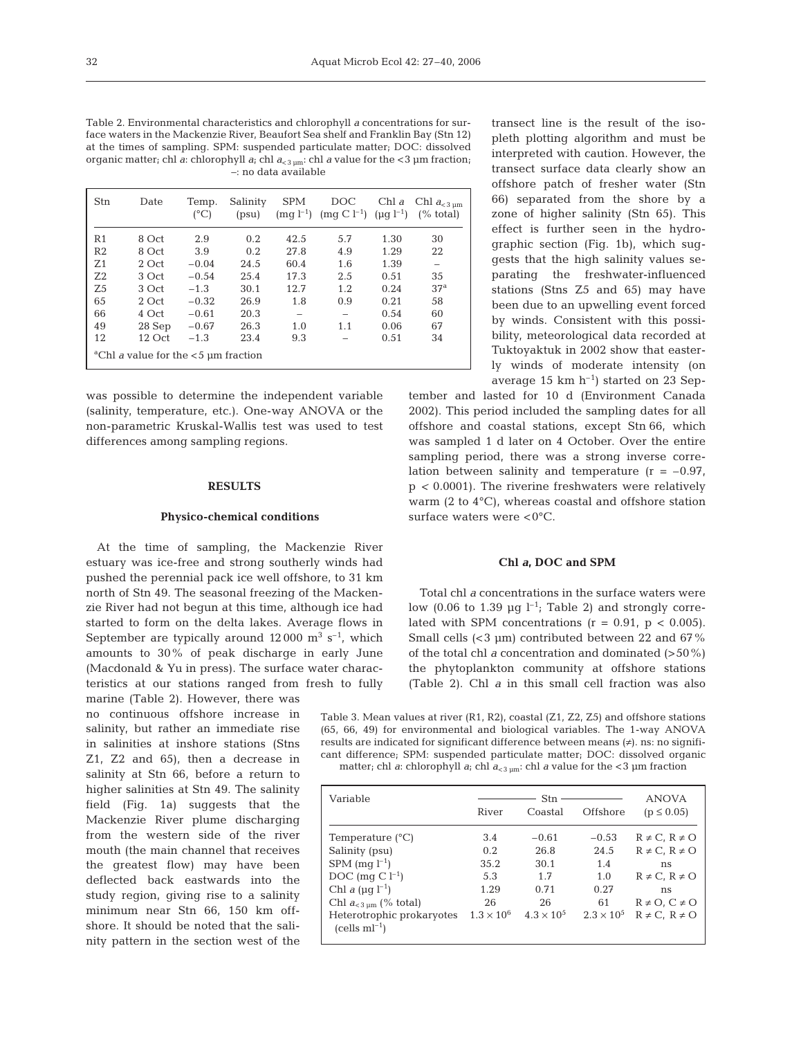Table 2. Environmental characteristics and chlorophyll *a* concentrations for surface waters in the Mackenzie River, Beaufort Sea shelf and Franklin Bay (Stn 12) at the times of sampling. SPM: suspended particulate matter; DOC: dissolved organic matter; chl *a*: chlorophyll *a*; chl $a_{<3\ \mu m}$: chl *a* value for the <3 µm fraction; –: no data available

| Stn | Date | Temp. (°C) | Salinity (psu) | SPM (mg $l^{-1}$) | DOC (mg C $l^{-1}$) | Chl *a* (µg $l^{-1}$) | Chl $a_{<3\ \mu m}$ (% total) |
|---|---|---|---|---|---|---|---|
| R1 | 8 Oct | 2.9 | 0.2 | 42.5 | 5.7 | 1.30 | 30 |
| R2 | 8 Oct | 3.9 | 0.2 | 27.8 | 4.9 | 1.29 | 22 |
| Z1 | 2 Oct | −0.04 | 24.5 | 60.4 | 1.6 | 1.39 | – |
| Z2 | 3 Oct | −0.54 | 25.4 | 17.3 | 2.5 | 0.51 | 35 |
| Z5 | 3 Oct | −1.3 | 30.1 | 12.7 | 1.2 | 0.24 | 37[a] |
| 65 | 2 Oct | −0.32 | 26.9 | 1.8 | 0.9 | 0.21 | 58 |
| 66 | 4 Oct | −0.61 | 20.3 | – | – | 0.54 | 60 |
| 49 | 28 Sep | −0.67 | 26.3 | 1.0 | 1.1 | 0.06 | 67 |
| 12 | 12 Oct | −1.3 | 23.4 | 9.3 | – | 0.51 | 34 |

[a]Chl *a* value for the <5 µm fraction

was possible to determine the independent variable (salinity, temperature, etc.). One-way ANOVA or the non-parametric Kruskal-Wallis test was used to test differences among sampling regions.

## RESULTS

### Physico-chemical conditions

At the time of sampling, the Mackenzie River estuary was ice-free and strong southerly winds had pushed the perennial pack ice well offshore, to 31 km north of Stn 49. The seasonal freezing of the Mackenzie River had not begun at this time, although ice had started to form on the delta lakes. Average flows in September are typically around 12 000 $m^3\ s^{-1}$, which amounts to 30% of peak discharge in early June (Macdonald & Yu in press). The surface water characteristics at our stations ranged from fresh to fully marine (Table 2). However, there was no continuous offshore increase in salinity, but rather an immediate rise in salinities at inshore stations (Stns Z1, Z2 and 65), then a decrease in salinity at Stn 66, before a return to higher salinities at Stn 49. The salinity field (Fig. 1a) suggests that the Mackenzie River plume discharging from the western side of the river mouth (the main channel that receives the greatest flow) may have been deflected back eastwards into the study region, giving rise to a salinity minimum near Stn 66, 150 km offshore. It should be noted that the salinity pattern in the section west of the transect line is the result of the isopleth plotting algorithm and must be interpreted with caution. However, the transect surface data clearly show an offshore patch of fresher water (Stn 66) separated from the shore by a zone of higher salinity (Stn 65). This effect is further seen in the hydrographic section (Fig. 1b), which suggests that the high salinity values separating the freshwater-influenced stations (Stns Z5 and 65) may have been due to an upwelling event forced by winds. Consistent with this possibility, meteorological data recorded at Tuktoyaktuk in 2002 show that easterly winds of moderate intensity (on average 15 km $h^{-1}$) started on 23 September and lasted for 10 d (Environment Canada 2002). This period included the sampling dates for all offshore and coastal stations, except Stn 66, which was sampled 1 d later on 4 October. Over the entire sampling period, there was a strong inverse correlation between salinity and temperature ($r = -0.97$, $p < 0.0001$). The riverine freshwaters were relatively warm (2 to 4°C), whereas coastal and offshore station surface waters were <0°C.

### Chl *a*, DOC and SPM

Total chl *a* concentrations in the surface waters were low (0.06 to 1.39 µg $l^{-1}$; Table 2) and strongly correlated with SPM concentrations ($r = 0.91$, $p < 0.005$). Small cells (<3 µm) contributed between 22 and 67% of the total chl *a* concentration and dominated (>50%) the phytoplankton community at offshore stations (Table 2). Chl *a* in this small cell fraction was also

Table 3. Mean values at river (R1, R2), coastal (Z1, Z2, Z5) and offshore stations (65, 66, 49) for environmental and biological variables. The 1-way ANOVA results are indicated for significant difference between means (≠). ns: no significant difference; SPM: suspended particulate matter; DOC: dissolved organic matter; chl *a*: chlorophyll *a*; chl $a_{<3\ \mu m}$: chl *a* value for the <3 µm fraction

| Variable | Stn | | | ANOVA ($p \leq 0.05$) |
|---|---|---|---|---|
| | River | Coastal | Offshore | |
| Temperature (°C) | 3.4 | −0.61 | −0.53 | R ≠ C, R ≠ O |
| Salinity (psu) | 0.2 | 26.8 | 24.5 | R ≠ C, R ≠ O |
| SPM (mg $l^{-1}$) | 35.2 | 30.1 | 1.4 | ns |
| DOC (mg C $l^{-1}$) | 5.3 | 1.7 | 1.0 | R ≠ C, R ≠ O |
| Chl *a* (µg $l^{-1}$) | 1.29 | 0.71 | 0.27 | ns |
| Chl $a_{<3\ \mu m}$ (% total) | 26 | 26 | 61 | R ≠ O, C ≠ O |
| Heterotrophic prokaryotes (cells $ml^{-1}$) | $1.3 \times 10^6$ | $4.3 \times 10^5$ | $2.3 \times 10^5$ | R ≠ C, R ≠ O |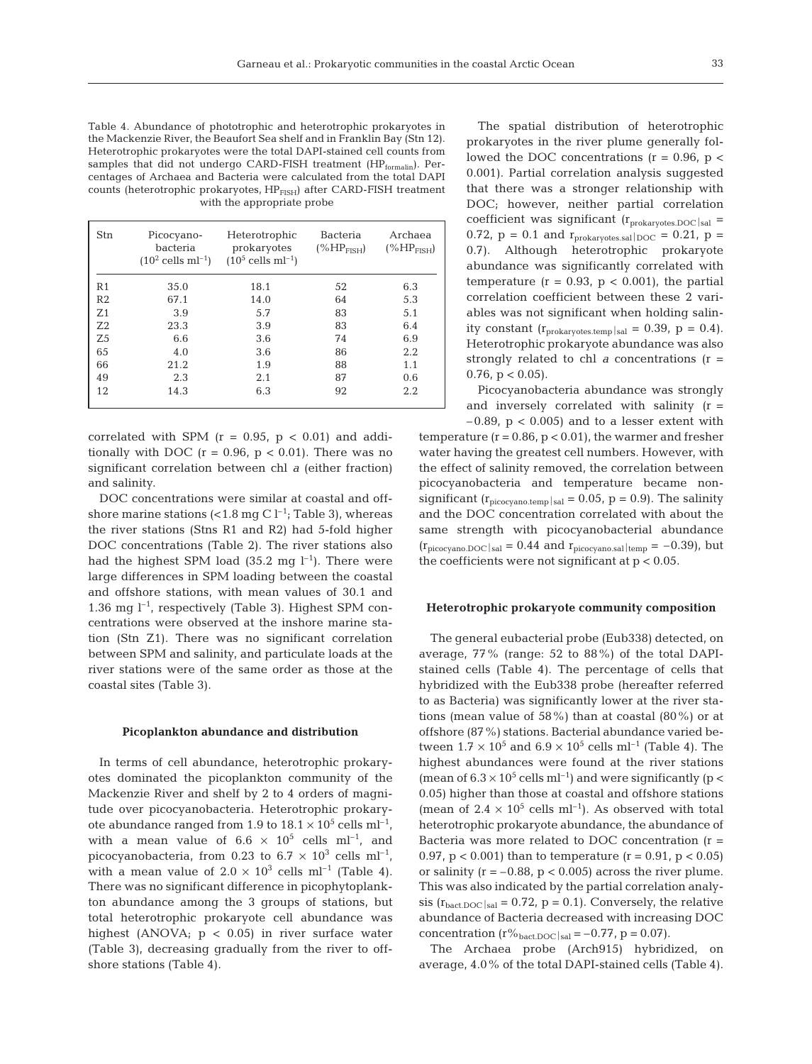Table 4. Abundance of phototrophic and heterotrophic prokaryotes in the Mackenzie River, the Beaufort Sea shelf and in Franklin Bay (Stn 12). Heterotrophic prokaryotes were the total DAPI-stained cell counts from samples that did not undergo CARD-FISH treatment ($HP_{formalin}$). Percentages of Archaea and Bacteria were calculated from the total DAPI counts (heterotrophic prokaryotes, $HP_{FISH}$) after CARD-FISH treatment with the appropriate probe

| Stn | Picocyano-bacteria ($10^2$ cells ml$^{-1}$) | Heterotrophic prokaryotes ($10^5$ cells ml$^{-1}$) | Bacteria (%$HP_{FISH}$) | Archaea (%$HP_{FISH}$) |
|---|---|---|---|---|
| R1 | 35.0 | 18.1 | 52 | 6.3 |
| R2 | 67.1 | 14.0 | 64 | 5.3 |
| Z1 | 3.9 | 5.7 | 83 | 5.1 |
| Z2 | 23.3 | 3.9 | 83 | 6.4 |
| Z5 | 6.6 | 3.6 | 74 | 6.9 |
| 65 | 4.0 | 3.6 | 86 | 2.2 |
| 66 | 21.2 | 1.9 | 88 | 1.1 |
| 49 | 2.3 | 2.1 | 87 | 0.6 |
| 12 | 14.3 | 6.3 | 92 | 2.2 |

correlated with SPM ($r = 0.95$, $p < 0.01$) and additionally with DOC ($r = 0.96$, $p < 0.01$). There was no significant correlation between chl *a* (either fraction) and salinity.

DOC concentrations were similar at coastal and offshore marine stations (<1.8 mg C l$^{-1}$; Table 3), whereas the river stations (Stns R1 and R2) had 5-fold higher DOC concentrations (Table 2). The river stations also had the highest SPM load (35.2 mg l$^{-1}$). There were large differences in SPM loading between the coastal and offshore stations, with mean values of 30.1 and 1.36 mg l$^{-1}$, respectively (Table 3). Highest SPM concentrations were observed at the inshore marine station (Stn Z1). There was no significant correlation between SPM and salinity, and particulate loads at the river stations were of the same order as those at the coastal sites (Table 3).

### Picoplankton abundance and distribution

In terms of cell abundance, heterotrophic prokaryotes dominated the picoplankton community of the Mackenzie River and shelf by 2 to 4 orders of magnitude over picocyanobacteria. Heterotrophic prokaryote abundance ranged from 1.9 to $18.1 \times 10^5$ cells ml$^{-1}$, with a mean value of $6.6 \times 10^5$ cells ml$^{-1}$, and picocyanobacteria, from 0.23 to $6.7 \times 10^3$ cells ml$^{-1}$, with a mean value of $2.0 \times 10^3$ cells ml$^{-1}$ (Table 4). There was no significant difference in picophytoplankton abundance among the 3 groups of stations, but total heterotrophic prokaryote cell abundance was highest (ANOVA; $p < 0.05$) in river surface water (Table 3), decreasing gradually from the river to offshore stations (Table 4).

The spatial distribution of heterotrophic prokaryotes in the river plume generally followed the DOC concentrations ($r = 0.96$, $p < 0.001$). Partial correlation analysis suggested that there was a stronger relationship with DOC; however, neither partial correlation coefficient was significant ($r_{prokaryotes.DOC|sal} = 0.72$, $p = 0.1$ and $r_{prokaryotes.sal|DOC} = 0.21$, $p = 0.7$). Although heterotrophic prokaryote abundance was significantly correlated with temperature ($r = 0.93$, $p < 0.001$), the partial correlation coefficient between these 2 variables was not significant when holding salinity constant ($r_{prokaryotes.temp|sal} = 0.39$, $p = 0.4$). Heterotrophic prokaryote abundance was also strongly related to chl *a* concentrations ($r = 0.76$, $p < 0.05$).

Picocyanobacteria abundance was strongly and inversely correlated with salinity ($r = -0.89$, $p < 0.005$) and to a lesser extent with temperature ($r = 0.86$, $p < 0.01$), the warmer and fresher water having the greatest cell numbers. However, with the effect of salinity removed, the correlation between picocyanobacteria and temperature became nonsignificant ($r_{picocyano.temp|sal} = 0.05$, $p = 0.9$). The salinity and the DOC concentration correlated with about the same strength with picocyanobacterial abundance ($r_{picocyano.DOC|sal} = 0.44$ and $r_{picocyano.sal|temp} = -0.39$), but the coefficients were not significant at $p < 0.05$.

### Heterotrophic prokaryote community composition

The general eubacterial probe (Eub338) detected, on average, 77% (range: 52 to 88%) of the total DAPI-stained cells (Table 4). The percentage of cells that hybridized with the Eub338 probe (hereafter referred to as Bacteria) was significantly lower at the river stations (mean value of 58%) than at coastal (80%) or at offshore (87%) stations. Bacterial abundance varied between $1.7 \times 10^5$ and $6.9 \times 10^5$ cells ml$^{-1}$ (Table 4). The highest abundances were found at the river stations (mean of $6.3 \times 10^5$ cells ml$^{-1}$) and were significantly ($p < 0.05$) higher than those at coastal and offshore stations (mean of $2.4 \times 10^5$ cells ml$^{-1}$). As observed with total heterotrophic prokaryote abundance, the abundance of Bacteria was more related to DOC concentration ($r = 0.97$, $p < 0.001$) than to temperature ($r = 0.91$, $p < 0.05$) or salinity ($r = -0.88$, $p < 0.005$) across the river plume. This was also indicated by the partial correlation analysis ($r_{bact.DOC|sal} = 0.72$, $p = 0.1$). Conversely, the relative abundance of Bacteria decreased with increasing DOC concentration ($r\%_{bact.DOC|sal} = -0.77$, $p = 0.07$).

The Archaea probe (Arch915) hybridized, on average, 4.0% of the total DAPI-stained cells (Table 4).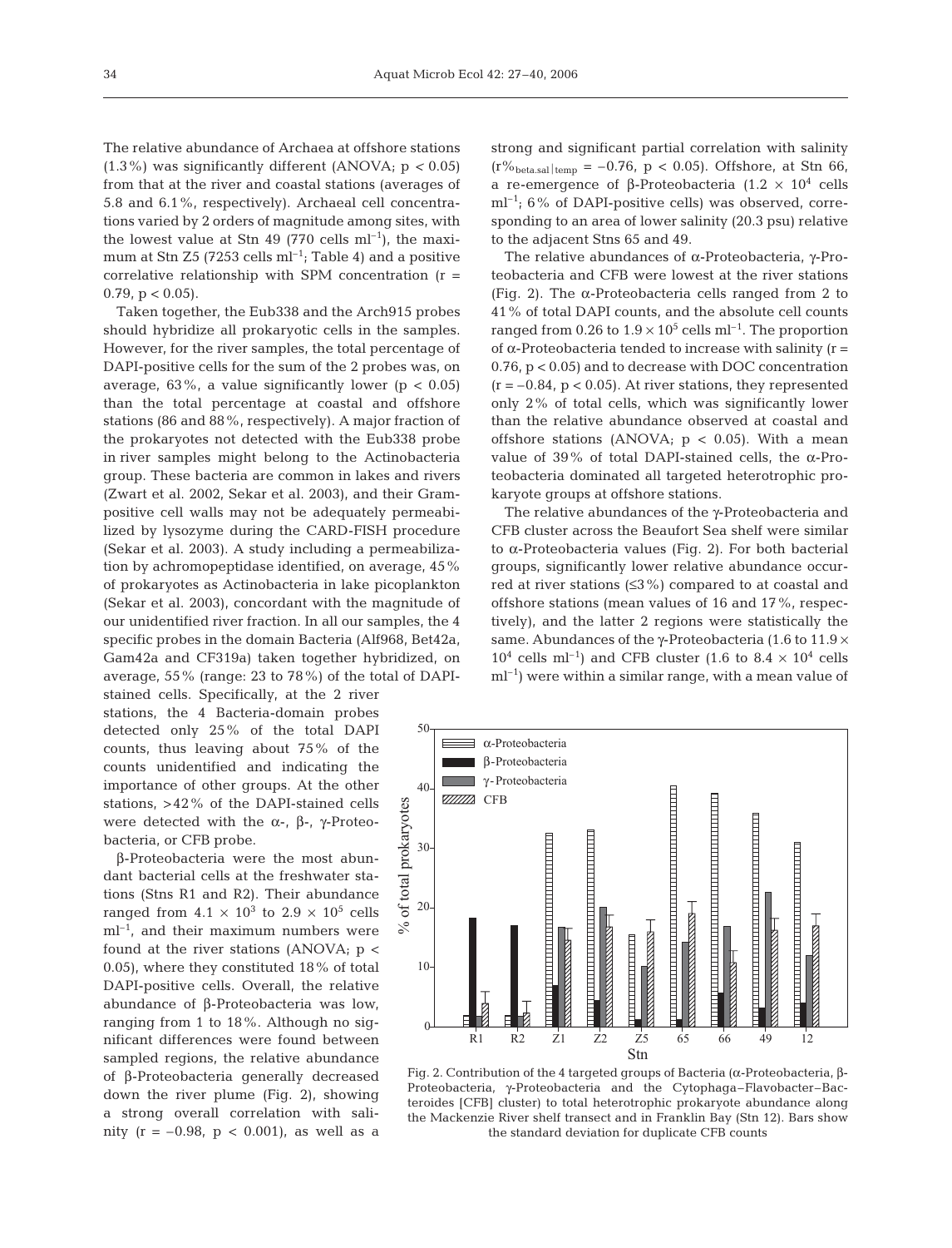The relative abundance of Archaea at offshore stations (1.3%) was significantly different (ANOVA; $p < 0.05$) from that at the river and coastal stations (averages of 5.8 and 6.1%, respectively). Archaeal cell concentrations varied by 2 orders of magnitude among sites, with the lowest value at Stn 49 (770 cells $ml^{-1}$), the maximum at Stn Z5 (7253 cells $ml^{-1}$; Table 4) and a positive correlative relationship with SPM concentration ($r = 0.79$, $p < 0.05$).

Taken together, the Eub338 and the Arch915 probes should hybridize all prokaryotic cells in the samples. However, for the river samples, the total percentage of DAPI-positive cells for the sum of the 2 probes was, on average, 63%, a value significantly lower ($p < 0.05$) than the total percentage at coastal and offshore stations (86 and 88%, respectively). A major fraction of the prokaryotes not detected with the Eub338 probe in river samples might belong to the Actinobacteria group. These bacteria are common in lakes and rivers (Zwart et al. 2002, Sekar et al. 2003), and their Gram-positive cell walls may not be adequately permeabilized by lysozyme during the CARD-FISH procedure (Sekar et al. 2003). A study including a permeabilization by achromopeptidase identified, on average, 45% of prokaryotes as Actinobacteria in lake picoplankton (Sekar et al. 2003), concordant with the magnitude of our unidentified river fraction. In all our samples, the 4 specific probes in the domain Bacteria (Alf968, Bet42a, Gam42a and CF319a) taken together hybridized, on average, 55% (range: 23 to 78%) of the total of DAPI-stained cells. Specifically, at the 2 river stations, the 4 Bacteria-domain probes detected only 25% of the total DAPI counts, thus leaving about 75% of the counts unidentified and indicating the importance of other groups. At the other stations, >42% of the DAPI-stained cells were detected with the α-, β-, γ-Proteobacteria, or CFB probe.

β-Proteobacteria were the most abundant bacterial cells at the freshwater stations (Stns R1 and R2). Their abundance ranged from $4.1 \times 10^3$ to $2.9 \times 10^5$ cells $ml^{-1}$, and their maximum numbers were found at the river stations (ANOVA; $p < 0.05$), where they constituted 18% of total DAPI-positive cells. Overall, the relative abundance of β-Proteobacteria was low, ranging from 1 to 18%. Although no significant differences were found between sampled regions, the relative abundance of β-Proteobacteria generally decreased down the river plume (Fig. 2), showing a strong overall correlation with salinity ($r = -0.98$, $p < 0.001$), as well as a strong and significant partial correlation with salinity ($r\%_{beta.sal|temp} = -0.76$, $p < 0.05$). Offshore, at Stn 66, a re-emergence of β-Proteobacteria ($1.2 \times 10^4$ cells $ml^{-1}$; 6% of DAPI-positive cells) was observed, corresponding to an area of lower salinity (20.3 psu) relative to the adjacent Stns 65 and 49.

The relative abundances of α-Proteobacteria, γ-Proteobacteria and CFB were lowest at the river stations (Fig. 2). The α-Proteobacteria cells ranged from 2 to 41% of total DAPI counts, and the absolute cell counts ranged from 0.26 to $1.9 \times 10^5$ cells $ml^{-1}$. The proportion of α-Proteobacteria tended to increase with salinity ($r = 0.76$, $p < 0.05$) and to decrease with DOC concentration ($r = -0.84$, $p < 0.05$). At river stations, they represented only 2% of total cells, which was significantly lower than the relative abundance observed at coastal and offshore stations (ANOVA; $p < 0.05$). With a mean value of 39% of total DAPI-stained cells, the α-Proteobacteria dominated all targeted heterotrophic prokaryote groups at offshore stations.

The relative abundances of the γ-Proteobacteria and CFB cluster across the Beaufort Sea shelf were similar to α-Proteobacteria values (Fig. 2). For both bacterial groups, significantly lower relative abundance occurred at river stations (≤3%) compared to at coastal and offshore stations (mean values of 16 and 17%, respectively), and the latter 2 regions were statistically the same. Abundances of the γ-Proteobacteria (1.6 to $11.9 \times 10^4$ cells $ml^{-1}$) and CFB cluster (1.6 to $8.4 \times 10^4$ cells $ml^{-1}$) were within a similar range, with a mean value of

Fig. 2. Contribution of the 4 targeted groups of Bacteria (α-Proteobacteria, β-Proteobacteria, γ-Proteobacteria and the Cytophaga–Flavobacter–Bacteroides [CFB] cluster) to total heterotrophic prokaryote abundance along the Mackenzie River shelf transect and in Franklin Bay (Stn 12). Bars show the standard deviation for duplicate CFB counts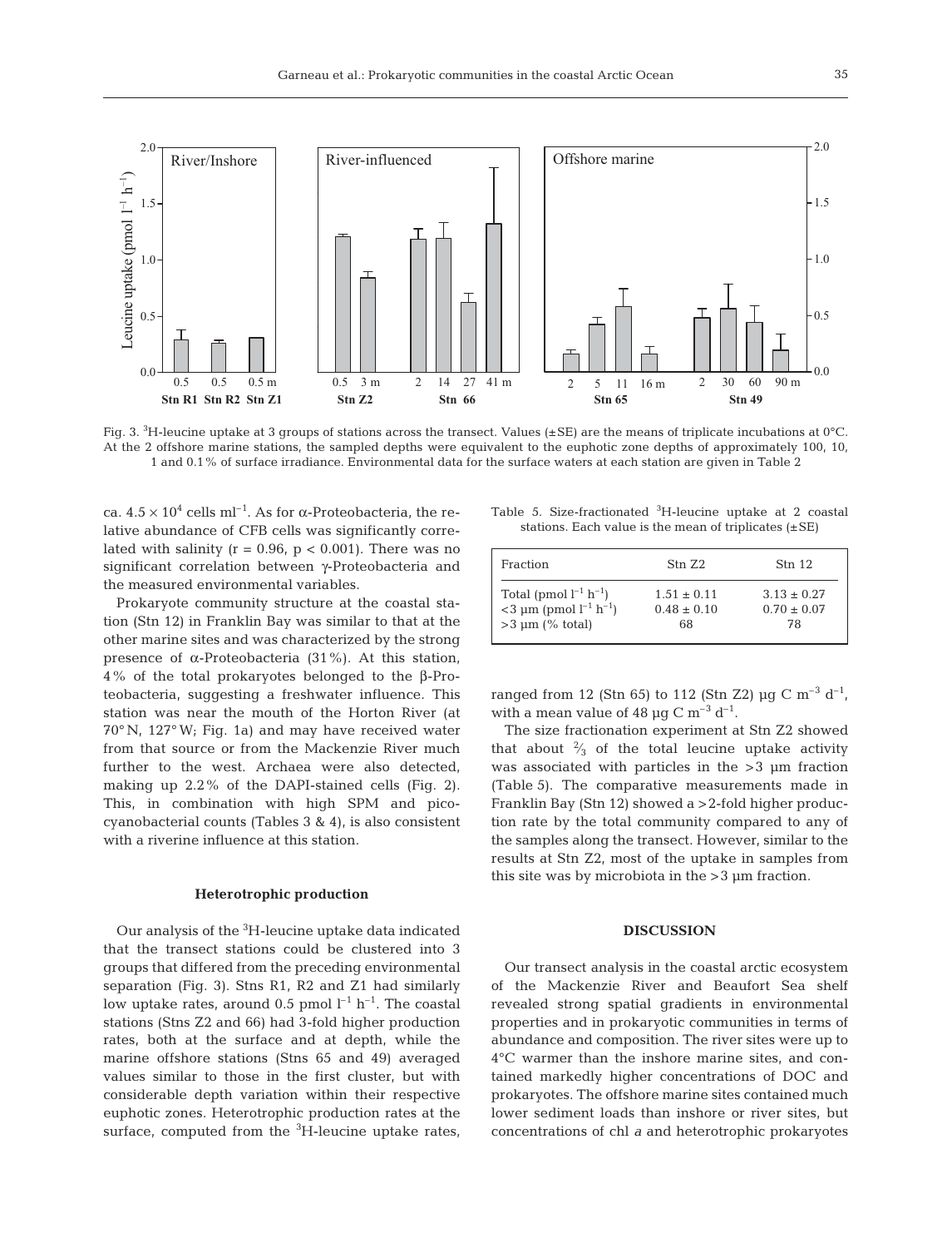Fig. 3. $^3$H-leucine uptake at 3 groups of stations across the transect. Values (±SE) are the means of triplicate incubations at 0°C. At the 2 offshore marine stations, the sampled depths were equivalent to the euphotic zone depths of approximately 100, 10, 1 and 0.1% of surface irradiance. Environmental data for the surface waters at each station are given in Table 2

ca. $4.5 \times 10^4$ cells ml$^{-1}$. As for α-Proteobacteria, the relative abundance of CFB cells was significantly correlated with salinity ($r = 0.96$, $p < 0.001$). There was no significant correlation between γ-Proteobacteria and the measured environmental variables.

Prokaryote community structure at the coastal station (Stn 12) in Franklin Bay was similar to that at the other marine sites and was characterized by the strong presence of α-Proteobacteria (31%). At this station, 4% of the total prokaryotes belonged to the β-Proteobacteria, suggesting a freshwater influence. This station was near the mouth of the Horton River (at 70° N, 127° W; Fig. 1a) and may have received water from that source or from the Mackenzie River much further to the west. Archaea were also detected, making up 2.2% of the DAPI-stained cells (Fig. 2). This, in combination with high SPM and picocyanobacterial counts (Tables 3 & 4), is also consistent with a riverine influence at this station.

### Heterotrophic production

Our analysis of the $^3$H-leucine uptake data indicated that the transect stations could be clustered into 3 groups that differed from the preceding environmental separation (Fig. 3). Stns R1, R2 and Z1 had similarly low uptake rates, around 0.5 pmol l$^{-1}$ h$^{-1}$. The coastal stations (Stns Z2 and 66) had 3-fold higher production rates, both at the surface and at depth, while the marine offshore stations (Stns 65 and 49) averaged values similar to those in the first cluster, but with considerable depth variation within their respective euphotic zones. Heterotrophic production rates at the surface, computed from the $^3$H-leucine uptake rates, ranged from 12 (Stn 65) to 112 (Stn Z2) µg C m$^{-3}$ d$^{-1}$, with a mean value of 48 µg C m$^{-3}$ d$^{-1}$.

Table 5. Size-fractionated $^3$H-leucine uptake at 2 coastal stations. Each value is the mean of triplicates (±SE)

| Fraction | Stn Z2 | Stn 12 |
|---|---|---|
| Total (pmol l$^{-1}$ h$^{-1}$) | 1.51 ± 0.11 | 3.13 ± 0.27 |
| <3 µm (pmol l$^{-1}$ h$^{-1}$) | 0.48 ± 0.10 | 0.70 ± 0.07 |
| >3 µm (% total) | 68 | 78 |

The size fractionation experiment at Stn Z2 showed that about ⅔ of the total leucine uptake activity was associated with particles in the >3 µm fraction (Table 5). The comparative measurements made in Franklin Bay (Stn 12) showed a >2-fold higher production rate by the total community compared to any of the samples along the transect. However, similar to the results at Stn Z2, most of the uptake in samples from this site was by microbiota in the >3 µm fraction.

## DISCUSSION

Our transect analysis in the coastal arctic ecosystem of the Mackenzie River and Beaufort Sea shelf revealed strong spatial gradients in environmental properties and in prokaryotic communities in terms of abundance and composition. The river sites were up to 4°C warmer than the inshore marine sites, and contained markedly higher concentrations of DOC and prokaryotes. The offshore marine sites contained much lower sediment loads than inshore or river sites, but concentrations of chl *a* and heterotrophic prokaryotes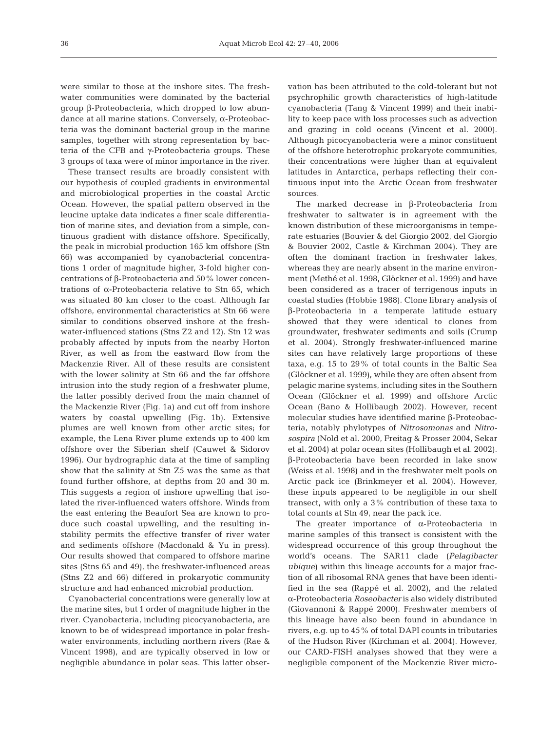were similar to those at the inshore sites. The freshwater communities were dominated by the bacterial group β-Proteobacteria, which dropped to low abundance at all marine stations. Conversely, α-Proteobacteria was the dominant bacterial group in the marine samples, together with strong representation by bacteria of the CFB and γ-Proteobacteria groups. These 3 groups of taxa were of minor importance in the river.

These transect results are broadly consistent with our hypothesis of coupled gradients in environmental and microbiological properties in the coastal Arctic Ocean. However, the spatial pattern observed in the leucine uptake data indicates a finer scale differentiation of marine sites, and deviation from a simple, continuous gradient with distance offshore. Specifically, the peak in microbial production 165 km offshore (Stn 66) was accompanied by cyanobacterial concentrations 1 order of magnitude higher, 3-fold higher concentrations of β-Proteobacteria and 50% lower concentrations of α-Proteobacteria relative to Stn 65, which was situated 80 km closer to the coast. Although far offshore, environmental characteristics at Stn 66 were similar to conditions observed inshore at the freshwater-influenced stations (Stns Z2 and 12). Stn 12 was probably affected by inputs from the nearby Horton River, as well as from the eastward flow from the Mackenzie River. All of these results are consistent with the lower salinity at Stn 66 and the far offshore intrusion into the study region of a freshwater plume, the latter possibly derived from the main channel of the Mackenzie River (Fig. 1a) and cut off from inshore waters by coastal upwelling (Fig. 1b). Extensive plumes are well known from other arctic sites; for example, the Lena River plume extends up to 400 km offshore over the Siberian shelf (Cauwet & Sidorov 1996). Our hydrographic data at the time of sampling show that the salinity at Stn Z5 was the same as that found further offshore, at depths from 20 and 30 m. This suggests a region of inshore upwelling that isolated the river-influenced waters offshore. Winds from the east entering the Beaufort Sea are known to produce such coastal upwelling, and the resulting instability permits the effective transfer of river water and sediments offshore (Macdonald & Yu in press). Our results showed that compared to offshore marine sites (Stns 65 and 49), the freshwater-influenced areas (Stns Z2 and 66) differed in prokaryotic community structure and had enhanced microbial production.

Cyanobacterial concentrations were generally low at the marine sites, but 1 order of magnitude higher in the river. Cyanobacteria, including picocyanobacteria, are known to be of widespread importance in polar freshwater environments, including northern rivers (Rae & Vincent 1998), and are typically observed in low or negligible abundance in polar seas. This latter observation has been attributed to the cold-tolerant but not psychrophilic growth characteristics of high-latitude cyanobacteria (Tang & Vincent 1999) and their inability to keep pace with loss processes such as advection and grazing in cold oceans (Vincent et al. 2000). Although picocyanobacteria were a minor constituent of the offshore heterotrophic prokaryote communities, their concentrations were higher than at equivalent latitudes in Antarctica, perhaps reflecting their continuous input into the Arctic Ocean from freshwater sources.

The marked decrease in β-Proteobacteria from freshwater to saltwater is in agreement with the known distribution of these microorganisms in temperate estuaries (Bouvier & del Giorgio 2002, del Giorgio & Bouvier 2002, Castle & Kirchman 2004). They are often the dominant fraction in freshwater lakes, whereas they are nearly absent in the marine environment (Methé et al. 1998, Glöckner et al. 1999) and have been considered as a tracer of terrigenous inputs in coastal studies (Hobbie 1988). Clone library analysis of β-Proteobacteria in a temperate latitude estuary showed that they were identical to clones from groundwater, freshwater sediments and soils (Crump et al. 2004). Strongly freshwater-influenced marine sites can have relatively large proportions of these taxa, e.g. 15 to 29% of total counts in the Baltic Sea (Glöckner et al. 1999), while they are often absent from pelagic marine systems, including sites in the Southern Ocean (Glöckner et al. 1999) and offshore Arctic Ocean (Bano & Hollibaugh 2002). However, recent molecular studies have identified marine β-Proteobacteria, notably phylotypes of *Nitrosomonas* and *Nitrosospira* (Nold et al. 2000, Freitag & Prosser 2004, Sekar et al. 2004) at polar ocean sites (Hollibaugh et al. 2002). β-Proteobacteria have been recorded in lake snow (Weiss et al. 1998) and in the freshwater melt pools on Arctic pack ice (Brinkmeyer et al. 2004). However, these inputs appeared to be negligible in our shelf transect, with only a 3% contribution of these taxa to total counts at Stn 49, near the pack ice.

The greater importance of α-Proteobacteria in marine samples of this transect is consistent with the widespread occurrence of this group throughout the world's oceans. The SAR11 clade (*Pelagibacter ubique*) within this lineage accounts for a major fraction of all ribosomal RNA genes that have been identified in the sea (Rappé et al. 2002), and the related α-Proteobacteria *Roseobacter* is also widely distributed (Giovannoni & Rappé 2000). Freshwater members of this lineage have also been found in abundance in rivers, e.g. up to 45% of total DAPI counts in tributaries of the Hudson River (Kirchman et al. 2004). However, our CARD-FISH analyses showed that they were a negligible component of the Mackenzie River micro-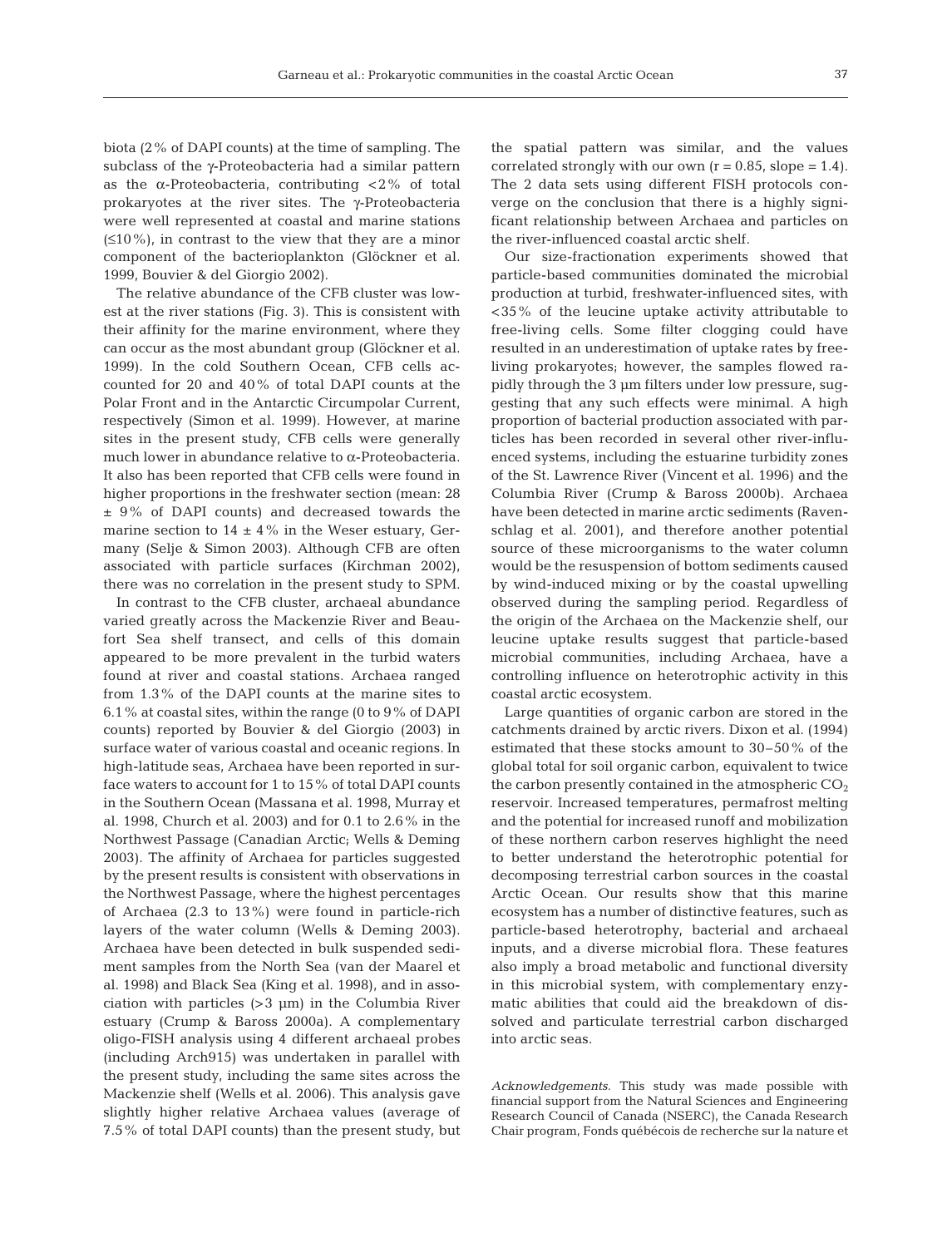biota (2% of DAPI counts) at the time of sampling. The subclass of the γ-Proteobacteria had a similar pattern as the α-Proteobacteria, contributing <2% of total prokaryotes at the river sites. The γ-Proteobacteria were well represented at coastal and marine stations (≤10%), in contrast to the view that they are a minor component of the bacterioplankton (Glöckner et al. 1999, Bouvier & del Giorgio 2002).

The relative abundance of the CFB cluster was lowest at the river stations (Fig. 3). This is consistent with their affinity for the marine environment, where they can occur as the most abundant group (Glöckner et al. 1999). In the cold Southern Ocean, CFB cells accounted for 20 and 40% of total DAPI counts at the Polar Front and in the Antarctic Circumpolar Current, respectively (Simon et al. 1999). However, at marine sites in the present study, CFB cells were generally much lower in abundance relative to α-Proteobacteria. It also has been reported that CFB cells were found in higher proportions in the freshwater section (mean: 28 ± 9% of DAPI counts) and decreased towards the marine section to 14 ± 4% in the Weser estuary, Germany (Selje & Simon 2003). Although CFB are often associated with particle surfaces (Kirchman 2002), there was no correlation in the present study to SPM.

In contrast to the CFB cluster, archaeal abundance varied greatly across the Mackenzie River and Beaufort Sea shelf transect, and cells of this domain appeared to be more prevalent in the turbid waters found at river and coastal stations. Archaea ranged from 1.3% of the DAPI counts at the marine sites to 6.1% at coastal sites, within the range (0 to 9% of DAPI counts) reported by Bouvier & del Giorgio (2003) in surface water of various coastal and oceanic regions. In high-latitude seas, Archaea have been reported in surface waters to account for 1 to 15% of total DAPI counts in the Southern Ocean (Massana et al. 1998, Murray et al. 1998, Church et al. 2003) and for 0.1 to 2.6% in the Northwest Passage (Canadian Arctic; Wells & Deming 2003). The affinity of Archaea for particles suggested by the present results is consistent with observations in the Northwest Passage, where the highest percentages of Archaea (2.3 to 13%) were found in particle-rich layers of the water column (Wells & Deming 2003). Archaea have been detected in bulk suspended sediment samples from the North Sea (van der Maarel et al. 1998) and Black Sea (King et al. 1998), and in association with particles (>3 µm) in the Columbia River estuary (Crump & Baross 2000a). A complementary oligo-FISH analysis using 4 different archaeal probes (including Arch915) was undertaken in parallel with the present study, including the same sites across the Mackenzie shelf (Wells et al. 2006). This analysis gave slightly higher relative Archaea values (average of 7.5% of total DAPI counts) than the present study, but the spatial pattern was similar, and the values correlated strongly with our own (r = 0.85, slope = 1.4). The 2 data sets using different FISH protocols converge on the conclusion that there is a highly significant relationship between Archaea and particles on the river-influenced coastal arctic shelf.

Our size-fractionation experiments showed that particle-based communities dominated the microbial production at turbid, freshwater-influenced sites, with <35% of the leucine uptake activity attributable to free-living cells. Some filter clogging could have resulted in an underestimation of uptake rates by free-living prokaryotes; however, the samples flowed rapidly through the 3 µm filters under low pressure, suggesting that any such effects were minimal. A high proportion of bacterial production associated with particles has been recorded in several other river-influenced systems, including the estuarine turbidity zones of the St. Lawrence River (Vincent et al. 1996) and the Columbia River (Crump & Baross 2000b). Archaea have been detected in marine arctic sediments (Ravenschlag et al. 2001), and therefore another potential source of these microorganisms to the water column would be the resuspension of bottom sediments caused by wind-induced mixing or by the coastal upwelling observed during the sampling period. Regardless of the origin of the Archaea on the Mackenzie shelf, our leucine uptake results suggest that particle-based microbial communities, including Archaea, have a controlling influence on heterotrophic activity in this coastal arctic ecosystem.

Large quantities of organic carbon are stored in the catchments drained by arctic rivers. Dixon et al. (1994) estimated that these stocks amount to 30–50% of the global total for soil organic carbon, equivalent to twice the carbon presently contained in the atmospheric $CO_2$ reservoir. Increased temperatures, permafrost melting and the potential for increased runoff and mobilization of these northern carbon reserves highlight the need to better understand the heterotrophic potential for decomposing terrestrial carbon sources in the coastal Arctic Ocean. Our results show that this marine ecosystem has a number of distinctive features, such as particle-based heterotrophy, bacterial and archaeal inputs, and a diverse microbial flora. These features also imply a broad metabolic and functional diversity in this microbial system, with complementary enzymatic abilities that could aid the breakdown of dissolved and particulate terrestrial carbon discharged into arctic seas.

*Acknowledgements*. This study was made possible with financial support from the Natural Sciences and Engineering Research Council of Canada (NSERC), the Canada Research Chair program, Fonds québécois de recherche sur la nature et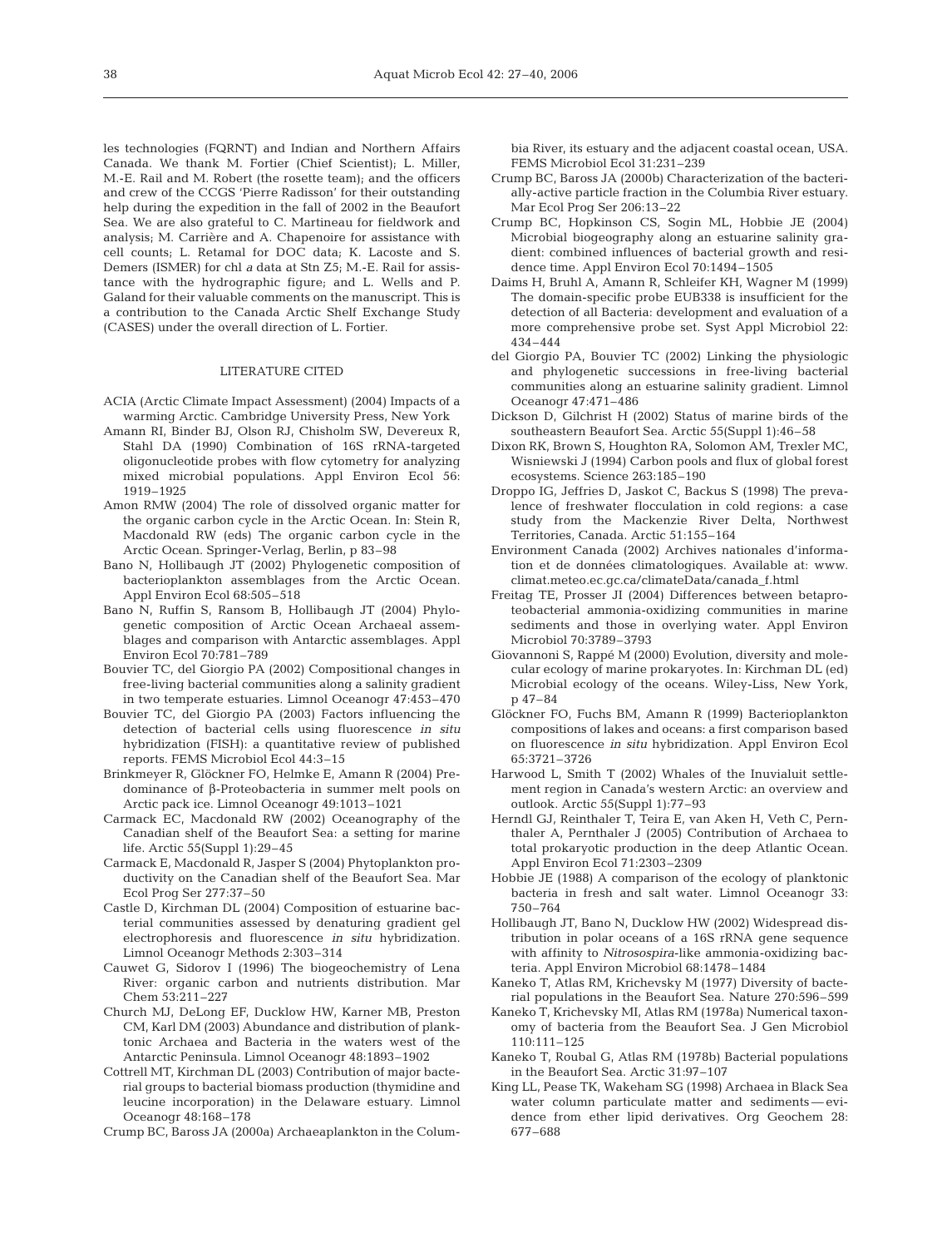les technologies (FQRNT) and Indian and Northern Affairs Canada. We thank M. Fortier (Chief Scientist); L. Miller, M.-E. Rail and M. Robert (the rosette team); and the officers and crew of the CCGS 'Pierre Radisson' for their outstanding help during the expedition in the fall of 2002 in the Beaufort Sea. We are also grateful to C. Martineau for fieldwork and analysis; M. Carrière and A. Chapenoire for assistance with cell counts; L. Retamal for DOC data; K. Lacoste and S. Demers (ISMER) for chl *a* data at Stn Z5; M.-E. Rail for assistance with the hydrographic figure; and L. Wells and P. Galand for their valuable comments on the manuscript. This is a contribution to the Canada Arctic Shelf Exchange Study (CASES) under the overall direction of L. Fortier.

## LITERATURE CITED

- ACIA (Arctic Climate Impact Assessment) (2004) Impacts of a warming Arctic. Cambridge University Press, New York
- Amann RI, Binder BJ, Olson RJ, Chisholm SW, Devereux R, Stahl DA (1990) Combination of 16S rRNA-targeted oligonucleotide probes with flow cytometry for analyzing mixed microbial populations. Appl Environ Ecol 56: 1919–1925
- Amon RMW (2004) The role of dissolved organic matter for the organic carbon cycle in the Arctic Ocean. In: Stein R, Macdonald RW (eds) The organic carbon cycle in the Arctic Ocean. Springer-Verlag, Berlin, p 83–98
- Bano N, Hollibaugh JT (2002) Phylogenetic composition of bacterioplankton assemblages from the Arctic Ocean. Appl Environ Ecol 68:505–518
- Bano N, Ruffin S, Ransom B, Hollibaugh JT (2004) Phylogenetic composition of Arctic Ocean Archaeal assemblages and comparison with Antarctic assemblages. Appl Environ Ecol 70:781–789
- Bouvier TC, del Giorgio PA (2002) Compositional changes in free-living bacterial communities along a salinity gradient in two temperate estuaries. Limnol Oceanogr 47:453–470
- Bouvier TC, del Giorgio PA (2003) Factors influencing the detection of bacterial cells using fluorescence *in situ* hybridization (FISH): a quantitative review of published reports. FEMS Microbiol Ecol 44:3–15
- Brinkmeyer R, Glöckner FO, Helmke E, Amann R (2004) Predominance of β-Proteobacteria in summer melt pools on Arctic pack ice. Limnol Oceanogr 49:1013–1021
- Carmack EC, Macdonald RW (2002) Oceanography of the Canadian shelf of the Beaufort Sea: a setting for marine life. Arctic 55(Suppl 1):29–45
- Carmack E, Macdonald R, Jasper S (2004) Phytoplankton productivity on the Canadian shelf of the Beaufort Sea. Mar Ecol Prog Ser 277:37–50
- Castle D, Kirchman DL (2004) Composition of estuarine bacterial communities assessed by denaturing gradient gel electrophoresis and fluorescence *in situ* hybridization. Limnol Oceanogr Methods 2:303–314
- Cauwet G, Sidorov I (1996) The biogeochemistry of Lena River: organic carbon and nutrients distribution. Mar Chem 53:211–227
- Church MJ, DeLong EF, Ducklow HW, Karner MB, Preston CM, Karl DM (2003) Abundance and distribution of planktonic Archaea and Bacteria in the waters west of the Antarctic Peninsula. Limnol Oceanogr 48:1893–1902
- Cottrell MT, Kirchman DL (2003) Contribution of major bacterial groups to bacterial biomass production (thymidine and leucine incorporation) in the Delaware estuary. Limnol Oceanogr 48:168–178
- Crump BC, Baross JA (2000a) Archaeaplankton in the Columbia River, its estuary and the adjacent coastal ocean, USA. FEMS Microbiol Ecol 31:231–239
- Crump BC, Baross JA (2000b) Characterization of the bacterially-active particle fraction in the Columbia River estuary. Mar Ecol Prog Ser 206:13–22
- Crump BC, Hopkinson CS, Sogin ML, Hobbie JE (2004) Microbial biogeography along an estuarine salinity gradient: combined influences of bacterial growth and residence time. Appl Environ Ecol 70:1494–1505
- Daims H, Bruhl A, Amann R, Schleifer KH, Wagner M (1999) The domain-specific probe EUB338 is insufficient for the detection of all Bacteria: development and evaluation of a more comprehensive probe set. Syst Appl Microbiol 22: 434–444
- del Giorgio PA, Bouvier TC (2002) Linking the physiologic and phylogenetic successions in free-living bacterial communities along an estuarine salinity gradient. Limnol Oceanogr 47:471–486
- Dickson D, Gilchrist H (2002) Status of marine birds of the southeastern Beaufort Sea. Arctic 55(Suppl 1):46–58
- Dixon RK, Brown S, Houghton RA, Solomon AM, Trexler MC, Wisniewski J (1994) Carbon pools and flux of global forest ecosystems. Science 263:185–190
- Droppo IG, Jeffries D, Jaskot C, Backus S (1998) The prevalence of freshwater flocculation in cold regions: a case study from the Mackenzie River Delta, Northwest Territories, Canada. Arctic 51:155–164
- Environment Canada (2002) Archives nationales d'information et de données climatologiques. Available at: www.climat.meteo.ec.gc.ca/climateData/canada_f.html
- Freitag TE, Prosser JI (2004) Differences between betaproteobacterial ammonia-oxidizing communities in marine sediments and those in overlying water. Appl Environ Microbiol 70:3789–3793
- Giovannoni S, Rappé M (2000) Evolution, diversity and molecular ecology of marine prokaryotes. In: Kirchman DL (ed) Microbial ecology of the oceans. Wiley-Liss, New York, p 47–84
- Glöckner FO, Fuchs BM, Amann R (1999) Bacterioplankton compositions of lakes and oceans: a first comparison based on fluorescence *in situ* hybridization. Appl Environ Ecol 65:3721–3726
- Harwood L, Smith T (2002) Whales of the Inuvialuit settlement region in Canada's western Arctic: an overview and outlook. Arctic 55(Suppl 1):77–93
- Herndl GJ, Reinthaler T, Teira E, van Aken H, Veth C, Pernthaler A, Pernthaler J (2005) Contribution of Archaea to total prokaryotic production in the deep Atlantic Ocean. Appl Environ Ecol 71:2303–2309
- Hobbie JE (1988) A comparison of the ecology of planktonic bacteria in fresh and salt water. Limnol Oceanogr 33: 750–764
- Hollibaugh JT, Bano N, Ducklow HW (2002) Widespread distribution in polar oceans of a 16S rRNA gene sequence with affinity to *Nitrosospira*-like ammonia-oxidizing bacteria. Appl Environ Microbiol 68:1478–1484
- Kaneko T, Atlas RM, Krichevsky M (1977) Diversity of bacterial populations in the Beaufort Sea. Nature 270:596–599
- Kaneko T, Krichevsky MI, Atlas RM (1978a) Numerical taxonomy of bacteria from the Beaufort Sea. J Gen Microbiol 110:111–125
- Kaneko T, Roubal G, Atlas RM (1978b) Bacterial populations in the Beaufort Sea. Arctic 31:97–107
- King LL, Pease TK, Wakeham SG (1998) Archaea in Black Sea water column particulate matter and sediments — evidence from ether lipid derivatives. Org Geochem 28: 677–688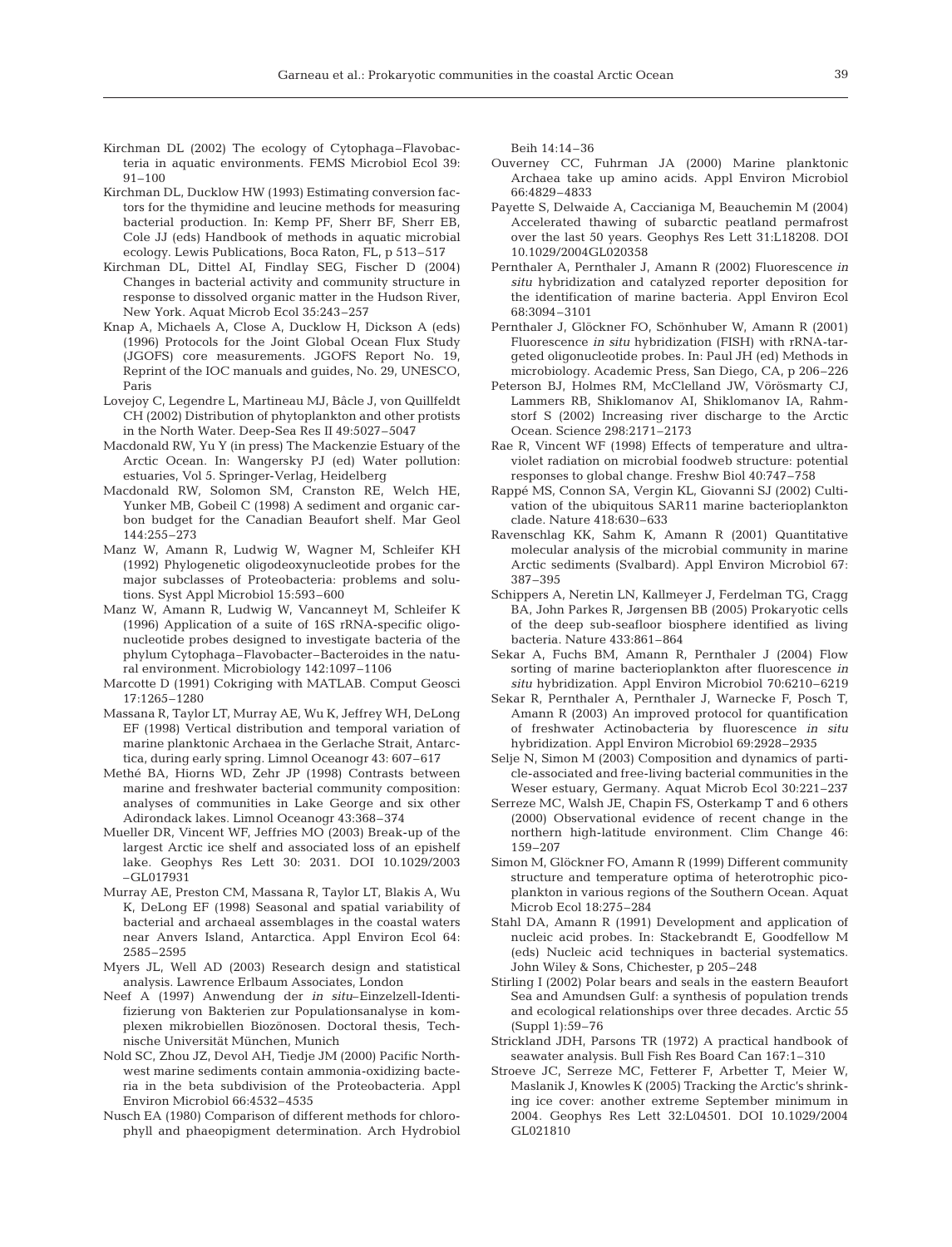Kirchman DL (2002) The ecology of Cytophaga–Flavobacteria in aquatic environments. FEMS Microbiol Ecol 39: 91–100

Kirchman DL, Ducklow HW (1993) Estimating conversion factors for the thymidine and leucine methods for measuring bacterial production. In: Kemp PF, Sherr BF, Sherr EB, Cole JJ (eds) Handbook of methods in aquatic microbial ecology. Lewis Publications, Boca Raton, FL, p 513–517

Kirchman DL, Dittel AI, Findlay SEG, Fischer D (2004) Changes in bacterial activity and community structure in response to dissolved organic matter in the Hudson River, New York. Aquat Microb Ecol 35:243–257

Knap A, Michaels A, Close A, Ducklow H, Dickson A (eds) (1996) Protocols for the Joint Global Ocean Flux Study (JGOFS) core measurements. JGOFS Report No. 19, Reprint of the IOC manuals and guides, No. 29, UNESCO, Paris

Lovejoy C, Legendre L, Martineau MJ, Bâcle J, von Quillfeldt CH (2002) Distribution of phytoplankton and other protists in the North Water. Deep-Sea Res II 49:5027–5047

Macdonald RW, Yu Y (in press) The Mackenzie Estuary of the Arctic Ocean. In: Wangersky PJ (ed) Water pollution: estuaries, Vol 5. Springer-Verlag, Heidelberg

Macdonald RW, Solomon SM, Cranston RE, Welch HE, Yunker MB, Gobeil C (1998) A sediment and organic carbon budget for the Canadian Beaufort shelf. Mar Geol 144:255–273

Manz W, Amann R, Ludwig W, Wagner M, Schleifer KH (1992) Phylogenetic oligodeoxynucleotide probes for the major subclasses of Proteobacteria: problems and solutions. Syst Appl Microbiol 15:593–600

Manz W, Amann R, Ludwig W, Vancanneyt M, Schleifer K (1996) Application of a suite of 16S rRNA-specific oligonucleotide probes designed to investigate bacteria of the phylum Cytophaga–Flavobacter–Bacteroides in the natural environment. Microbiology 142:1097–1106

Marcotte D (1991) Cokriging with MATLAB. Comput Geosci 17:1265–1280

Massana R, Taylor LT, Murray AE, Wu K, Jeffrey WH, DeLong EF (1998) Vertical distribution and temporal variation of marine planktonic Archaea in the Gerlache Strait, Antarctica, during early spring. Limnol Oceanogr 43: 607–617

Methé BA, Hiorns WD, Zehr JP (1998) Contrasts between marine and freshwater bacterial community composition: analyses of communities in Lake George and six other Adirondack lakes. Limnol Oceanogr 43:368–374

Mueller DR, Vincent WF, Jeffries MO (2003) Break-up of the largest Arctic ice shelf and associated loss of an epishelf lake. Geophys Res Lett 30: 2031. DOI 10.1029/2003–GL017931

Murray AE, Preston CM, Massana R, Taylor LT, Blakis A, Wu K, DeLong EF (1998) Seasonal and spatial variability of bacterial and archaeal assemblages in the coastal waters near Anvers Island, Antarctica. Appl Environ Ecol 64: 2585–2595

Myers JL, Well AD (2003) Research design and statistical analysis. Lawrence Erlbaum Associates, London

Neef A (1997) Anwendung der *in situ*–Einzelzell-Identifizierung von Bakterien zur Populationsanalyse in komplexen mikrobiellen Biozönosen. Doctoral thesis, Technische Universität München, Munich

Nold SC, Zhou JZ, Devol AH, Tiedje JM (2000) Pacific Northwest marine sediments contain ammonia-oxidizing bacteria in the beta subdivision of the Proteobacteria. Appl Environ Microbiol 66:4532–4535

Nusch EA (1980) Comparison of different methods for chlorophyll and phaeopigment determination. Arch Hydrobiol Beih 14:14–36

Ouverney CC, Fuhrman JA (2000) Marine planktonic Archaea take up amino acids. Appl Environ Microbiol 66:4829–4833

Payette S, Delwaide A, Caccianiga M, Beauchemin M (2004) Accelerated thawing of subarctic peatland permafrost over the last 50 years. Geophys Res Lett 31:L18208. DOI 10.1029/2004GL020358

Pernthaler A, Pernthaler J, Amann R (2002) Fluorescence *in situ* hybridization and catalyzed reporter deposition for the identification of marine bacteria. Appl Environ Ecol 68:3094–3101

Pernthaler J, Glöckner FO, Schönhuber W, Amann R (2001) Fluorescence *in situ* hybridization (FISH) with rRNA-targeted oligonucleotide probes. In: Paul JH (ed) Methods in microbiology. Academic Press, San Diego, CA, p 206–226

Peterson BJ, Holmes RM, McClelland JW, Vörösmarty CJ, Lammers RB, Shiklomanov AI, Shiklomanov IA, Rahmstorf S (2002) Increasing river discharge to the Arctic Ocean. Science 298:2171–2173

Rae R, Vincent WF (1998) Effects of temperature and ultraviolet radiation on microbial foodweb structure: potential responses to global change. Freshw Biol 40:747–758

Rappé MS, Connon SA, Vergin KL, Giovanni SJ (2002) Cultivation of the ubiquitous SAR11 marine bacterioplankton clade. Nature 418:630–633

Ravenschlag KK, Sahm K, Amann R (2001) Quantitative molecular analysis of the microbial community in marine Arctic sediments (Svalbard). Appl Environ Microbiol 67: 387–395

Schippers A, Neretin LN, Kallmeyer J, Ferdelman TG, Cragg BA, John Parkes R, Jørgensen BB (2005) Prokaryotic cells of the deep sub-seafloor biosphere identified as living bacteria. Nature 433:861–864

Sekar A, Fuchs BM, Amann R, Pernthaler J (2004) Flow sorting of marine bacterioplankton after fluorescence *in situ* hybridization. Appl Environ Microbiol 70:6210–6219

Sekar R, Pernthaler A, Pernthaler J, Warnecke F, Posch T, Amann R (2003) An improved protocol for quantification of freshwater Actinobacteria by fluorescence *in situ* hybridization. Appl Environ Microbiol 69:2928–2935

Selje N, Simon M (2003) Composition and dynamics of particle-associated and free-living bacterial communities in the Weser estuary, Germany. Aquat Microb Ecol 30:221–237

Serreze MC, Walsh JE, Chapin FS, Osterkamp T and 6 others (2000) Observational evidence of recent change in the northern high-latitude environment. Clim Change 46: 159–207

Simon M, Glöckner FO, Amann R (1999) Different community structure and temperature optima of heterotrophic picoplankton in various regions of the Southern Ocean. Aquat Microb Ecol 18:275–284

Stahl DA, Amann R (1991) Development and application of nucleic acid probes. In: Stackebrandt E, Goodfellow M (eds) Nucleic acid techniques in bacterial systematics. John Wiley & Sons, Chichester, p 205–248

Stirling I (2002) Polar bears and seals in the eastern Beaufort Sea and Amundsen Gulf: a synthesis of population trends and ecological relationships over three decades. Arctic 55 (Suppl 1):59–76

Strickland JDH, Parsons TR (1972) A practical handbook of seawater analysis. Bull Fish Res Board Can 167:1–310

Stroeve JC, Serreze MC, Fetterer F, Arbetter T, Meier W, Maslanik J, Knowles K (2005) Tracking the Arctic's shrinking ice cover: another extreme September minimum in 2004. Geophys Res Lett 32:L04501. DOI 10.1029/2004 GL021810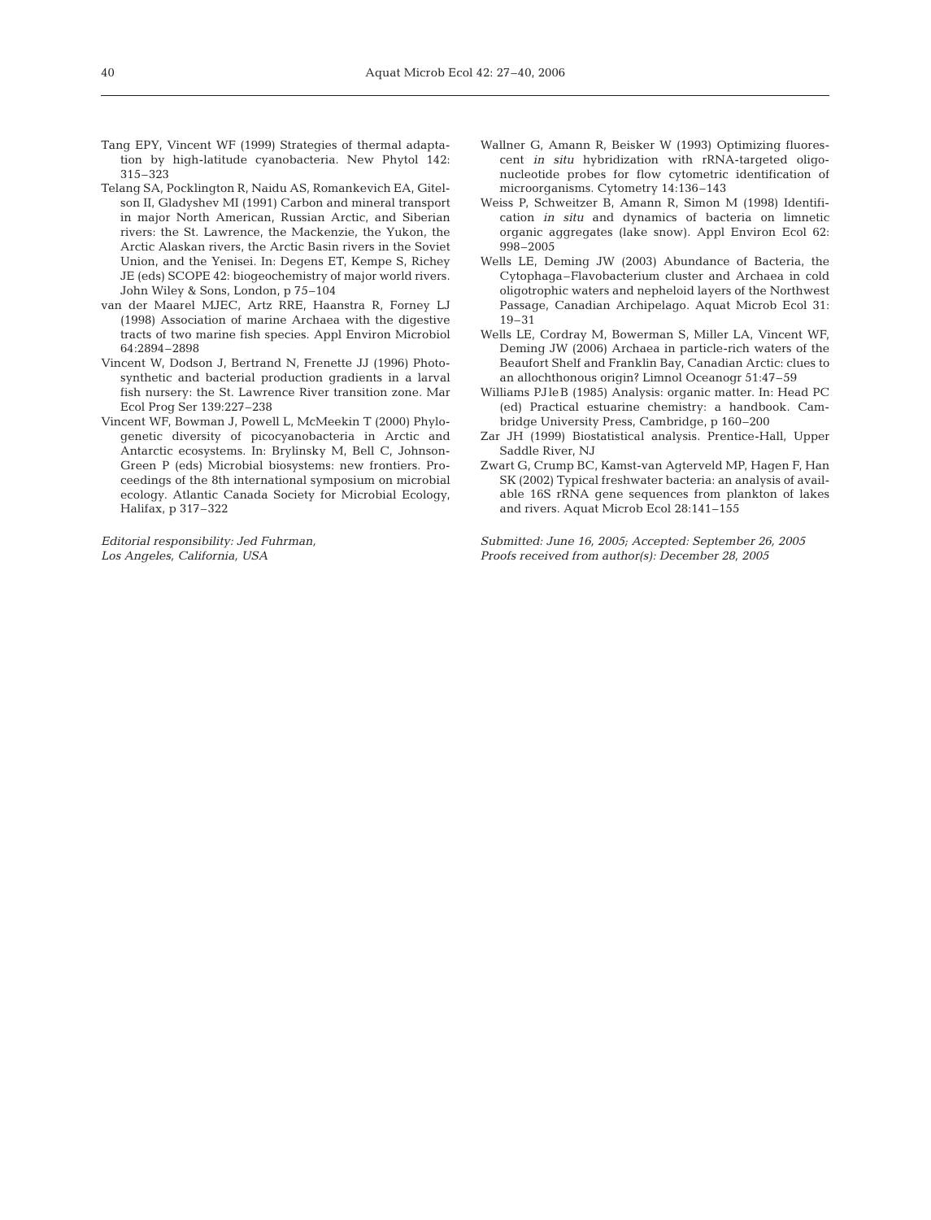Tang EPY, Vincent WF (1999) Strategies of thermal adaptation by high-latitude cyanobacteria. New Phytol 142: 315–323

Telang SA, Pocklington R, Naidu AS, Romankevich EA, Gitelson II, Gladyshev MI (1991) Carbon and mineral transport in major North American, Russian Arctic, and Siberian rivers: the St. Lawrence, the Mackenzie, the Yukon, the Arctic Alaskan rivers, the Arctic Basin rivers in the Soviet Union, and the Yenisei. In: Degens ET, Kempe S, Richey JE (eds) SCOPE 42: biogeochemistry of major world rivers. John Wiley & Sons, London, p 75–104

van der Maarel MJEC, Artz RRE, Haanstra R, Forney LJ (1998) Association of marine Archaea with the digestive tracts of two marine fish species. Appl Environ Microbiol 64:2894–2898

Vincent W, Dodson J, Bertrand N, Frenette JJ (1996) Photosynthetic and bacterial production gradients in a larval fish nursery: the St. Lawrence River transition zone. Mar Ecol Prog Ser 139:227–238

Vincent WF, Bowman J, Powell L, McMeekin T (2000) Phylogenetic diversity of picocyanobacteria in Arctic and Antarctic ecosystems. In: Brylinsky M, Bell C, Johnson-Green P (eds) Microbial biosystems: new frontiers. Proceedings of the 8th international symposium on microbial ecology. Atlantic Canada Society for Microbial Ecology, Halifax, p 317–322

Wallner G, Amann R, Beisker W (1993) Optimizing fluorescent *in situ* hybridization with rRNA-targeted oligonucleotide probes for flow cytometric identification of microorganisms. Cytometry 14:136–143

Weiss P, Schweitzer B, Amann R, Simon M (1998) Identification *in situ* and dynamics of bacteria on limnetic organic aggregates (lake snow). Appl Environ Ecol 62: 998–2005

Wells LE, Deming JW (2003) Abundance of Bacteria, the Cytophaga–Flavobacterium cluster and Archaea in cold oligotrophic waters and nepheloid layers of the Northwest Passage, Canadian Archipelago. Aquat Microb Ecol 31: 19–31

Wells LE, Cordray M, Bowerman S, Miller LA, Vincent WF, Deming JW (2006) Archaea in particle-rich waters of the Beaufort Shelf and Franklin Bay, Canadian Arctic: clues to an allochthonous origin? Limnol Oceanogr 51:47–59

Williams PJleB (1985) Analysis: organic matter. In: Head PC (ed) Practical estuarine chemistry: a handbook. Cambridge University Press, Cambridge, p 160–200

Zar JH (1999) Biostatistical analysis. Prentice-Hall, Upper Saddle River, NJ

Zwart G, Crump BC, Kamst-van Agterveld MP, Hagen F, Han SK (2002) Typical freshwater bacteria: an analysis of available 16S rRNA gene sequences from plankton of lakes and rivers. Aquat Microb Ecol 28:141–155

*Editorial responsibility: Jed Fuhrman, Los Angeles, California, USA*

*Submitted: June 16, 2005; Accepted: September 26, 2005*
*Proofs received from author(s): December 28, 2005*